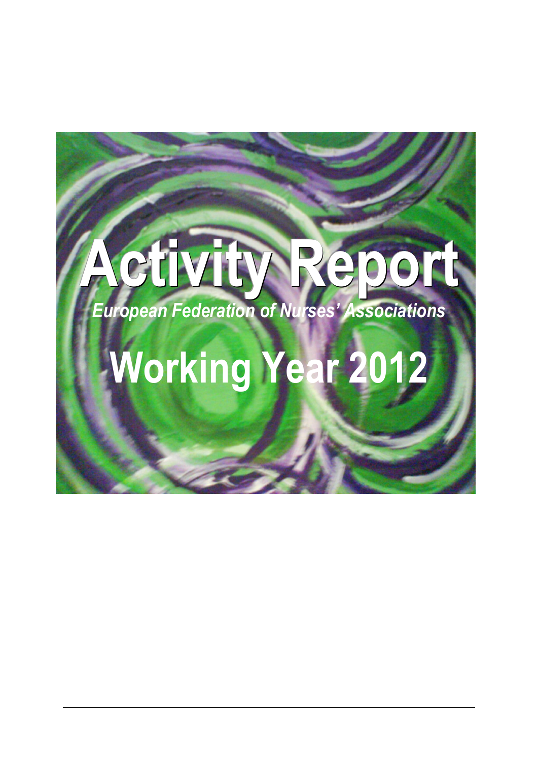# Activity Report

*European Federation of Nurses' Associations*

# Working Year 2012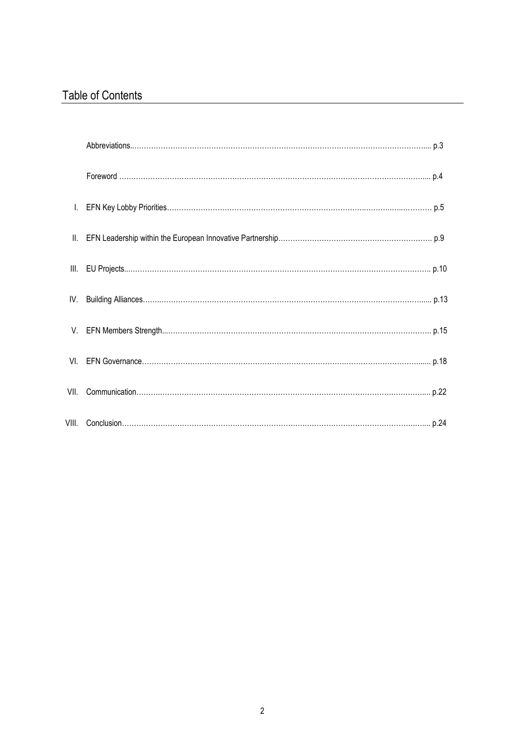## Table of Contents

Abbreviations........................................................ p.3

Foreword ........................................................ p.4

I. EFN Key Lobby Priorities........................................................ p.5

II. EFN Leadership within the European Innovative Partnership........................................................ p.9

III. EU Projects........................................................ p.10

IV. Building Alliances........................................................ p.13

V. EFN Members Strength........................................................ p.15

VI. EFN Governance........................................................ p.18

VII. Communication........................................................ p.22

VIII. Conclusion........................................................ p.24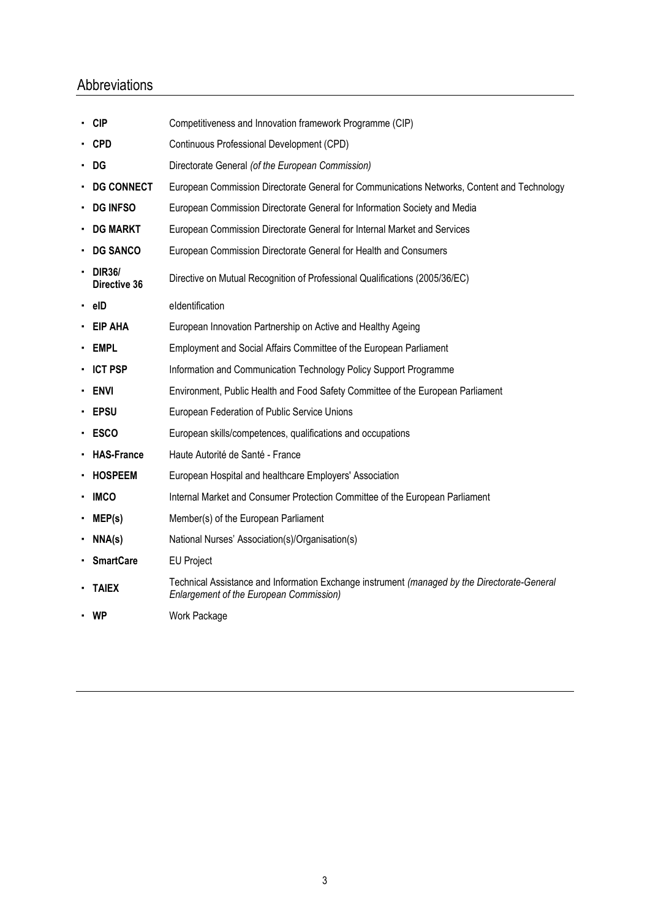## Abbreviations

- **CIP** Competitiveness and Innovation framework Programme (CIP)
- **CPD** Continuous Professional Development (CPD)
- **DG** Directorate General *(of the European Commission)*
- **DG CONNECT** European Commission Directorate General for Communications Networks, Content and Technology
- **DG INFSO** European Commission Directorate General for Information Society and Media
- **DG MARKT** European Commission Directorate General for Internal Market and Services
- **DG SANCO** European Commission Directorate General for Health and Consumers
- **DIR36/ Directive 36** Directive on Mutual Recognition of Professional Qualifications (2005/36/EC)
- **eID** eIdentification
- **EIP AHA** European Innovation Partnership on Active and Healthy Ageing
- **EMPL** Employment and Social Affairs Committee of the European Parliament
- **ICT PSP** Information and Communication Technology Policy Support Programme
- **ENVI** Environment, Public Health and Food Safety Committee of the European Parliament
- **EPSU** European Federation of Public Service Unions
- **ESCO** European skills/competences, qualifications and occupations
- **HAS-France** Haute Autorité de Santé - France
- **HOSPEEM** European Hospital and healthcare Employers' Association
- **IMCO** Internal Market and Consumer Protection Committee of the European Parliament
- **MEP(s)** Member(s) of the European Parliament
- **NNA(s)** National Nurses' Association(s)/Organisation(s)
- **SmartCare** EU Project
- **TAIEX** Technical Assistance and Information Exchange instrument *(managed by the Directorate-General Enlargement of the European Commission)*
- **WP** Work Package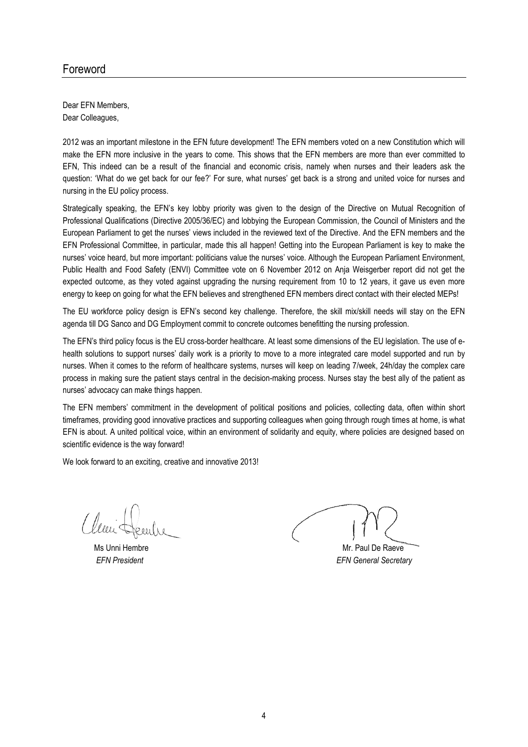# Foreword

Dear EFN Members,
Dear Colleagues,

2012 was an important milestone in the EFN future development! The EFN members voted on a new Constitution which will make the EFN more inclusive in the years to come. This shows that the EFN members are more than ever committed to EFN, This indeed can be a result of the financial and economic crisis, namely when nurses and their leaders ask the question: 'What do we get back for our fee?' For sure, what nurses' get back is a strong and united voice for nurses and nursing in the EU policy process.

Strategically speaking, the EFN's key lobby priority was given to the design of the Directive on Mutual Recognition of Professional Qualifications (Directive 2005/36/EC) and lobbying the European Commission, the Council of Ministers and the European Parliament to get the nurses' views included in the reviewed text of the Directive. And the EFN members and the EFN Professional Committee, in particular, made this all happen! Getting into the European Parliament is key to make the nurses' voice heard, but more important: politicians value the nurses' voice. Although the European Parliament Environment, Public Health and Food Safety (ENVI) Committee vote on 6 November 2012 on Anja Weisgerber report did not get the expected outcome, as they voted against upgrading the nursing requirement from 10 to 12 years, it gave us even more energy to keep on going for what the EFN believes and strengthened EFN members direct contact with their elected MEPs!

The EU workforce policy design is EFN's second key challenge. Therefore, the skill mix/skill needs will stay on the EFN agenda till DG Sanco and DG Employment commit to concrete outcomes benefitting the nursing profession.

The EFN's third policy focus is the EU cross-border healthcare. At least some dimensions of the EU legislation. The use of e-health solutions to support nurses' daily work is a priority to move to a more integrated care model supported and run by nurses. When it comes to the reform of healthcare systems, nurses will keep on leading 7/week, 24h/day the complex care process in making sure the patient stays central in the decision-making process. Nurses stay the best ally of the patient as nurses' advocacy can make things happen.

The EFN members' commitment in the development of political positions and policies, collecting data, often within short timeframes, providing good innovative practices and supporting colleagues when going through rough times at home, is what EFN is about. A united political voice, within an environment of solidarity and equity, where policies are designed based on scientific evidence is the way forward!

We look forward to an exciting, creative and innovative 2013!

Ms Unni Hembre
*EFN President*

Mr. Paul De Raeve
*EFN General Secretary*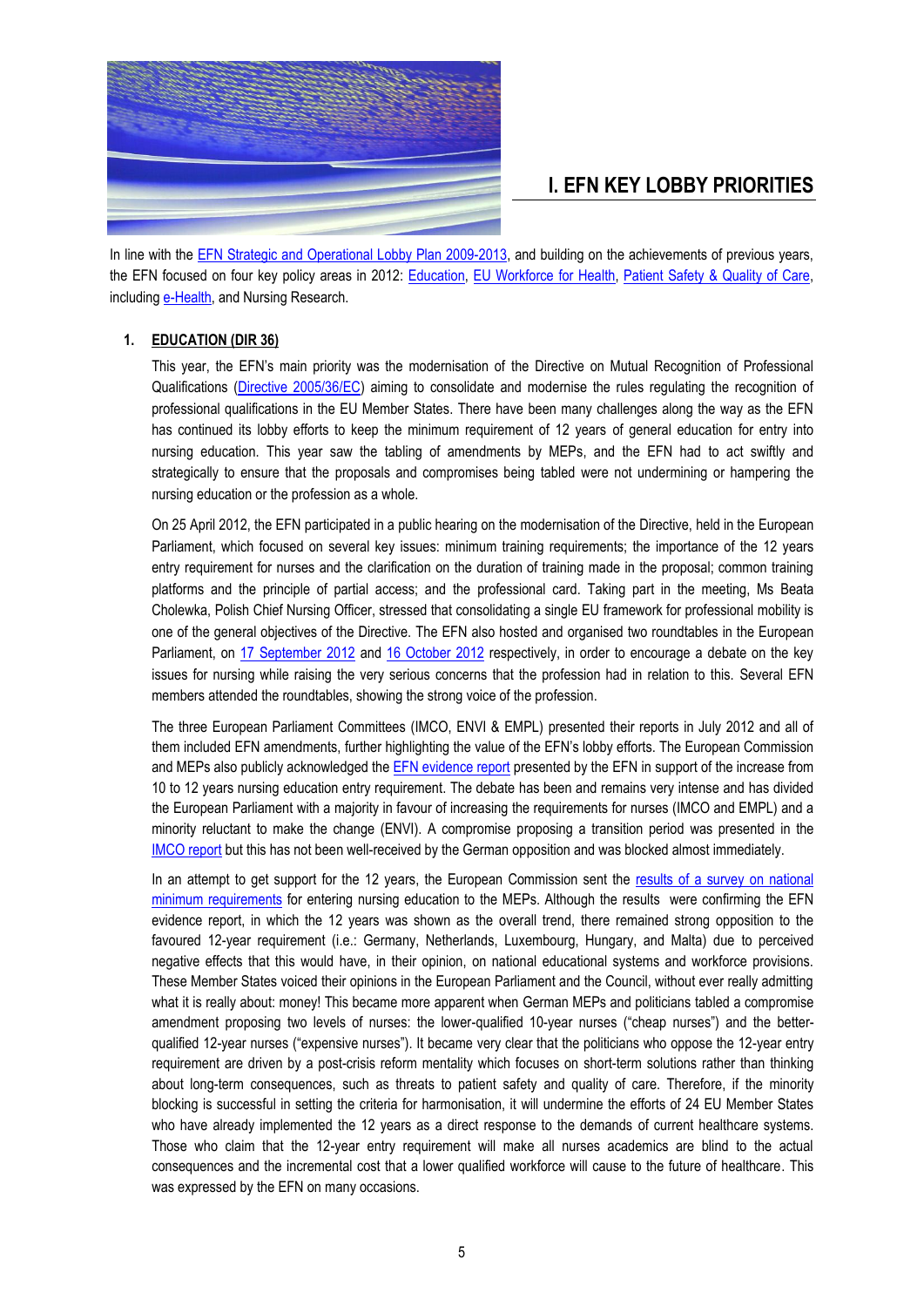# I. EFN KEY LOBBY PRIORITIES

In line with the EFN Strategic and Operational Lobby Plan 2009-2013, and building on the achievements of previous years, the EFN focused on four key policy areas in 2012: Education, EU Workforce for Health, Patient Safety & Quality of Care, including e-Health, and Nursing Research.

## 1. EDUCATION (DIR 36)

This year, the EFN's main priority was the modernisation of the Directive on Mutual Recognition of Professional Qualifications (Directive 2005/36/EC) aiming to consolidate and modernise the rules regulating the recognition of professional qualifications in the EU Member States. There have been many challenges along the way as the EFN has continued its lobby efforts to keep the minimum requirement of 12 years of general education for entry into nursing education. This year saw the tabling of amendments by MEPs, and the EFN had to act swiftly and strategically to ensure that the proposals and compromises being tabled were not undermining or hampering the nursing education or the profession as a whole.

On 25 April 2012, the EFN participated in a public hearing on the modernisation of the Directive, held in the European Parliament, which focused on several key issues: minimum training requirements; the importance of the 12 years entry requirement for nurses and the clarification on the duration of training made in the proposal; common training platforms and the principle of partial access; and the professional card. Taking part in the meeting, Ms Beata Cholewka, Polish Chief Nursing Officer, stressed that consolidating a single EU framework for professional mobility is one of the general objectives of the Directive. The EFN also hosted and organised two roundtables in the European Parliament, on 17 September 2012 and 16 October 2012 respectively, in order to encourage a debate on the key issues for nursing while raising the very serious concerns that the profession had in relation to this. Several EFN members attended the roundtables, showing the strong voice of the profession.

The three European Parliament Committees (IMCO, ENVI & EMPL) presented their reports in July 2012 and all of them included EFN amendments, further highlighting the value of the EFN's lobby efforts. The European Commission and MEPs also publicly acknowledged the EFN evidence report presented by the EFN in support of the increase from 10 to 12 years nursing education entry requirement. The debate has been and remains very intense and has divided the European Parliament with a majority in favour of increasing the requirements for nurses (IMCO and EMPL) and a minority reluctant to make the change (ENVI). A compromise proposing a transition period was presented in the IMCO report but this has not been well-received by the German opposition and was blocked almost immediately.

In an attempt to get support for the 12 years, the European Commission sent the results of a survey on national minimum requirements for entering nursing education to the MEPs. Although the results were confirming the EFN evidence report, in which the 12 years was shown as the overall trend, there remained strong opposition to the favoured 12-year requirement (i.e.: Germany, Netherlands, Luxembourg, Hungary, and Malta) due to perceived negative effects that this would have, in their opinion, on national educational systems and workforce provisions. These Member States voiced their opinions in the European Parliament and the Council, without ever really admitting what it is really about: money! This became more apparent when German MEPs and politicians tabled a compromise amendment proposing two levels of nurses: the lower-qualified 10-year nurses ("cheap nurses") and the better-qualified 12-year nurses ("expensive nurses"). It became very clear that the politicians who oppose the 12-year entry requirement are driven by a post-crisis reform mentality which focuses on short-term solutions rather than thinking about long-term consequences, such as threats to patient safety and quality of care. Therefore, if the minority blocking is successful in setting the criteria for harmonisation, it will undermine the efforts of 24 EU Member States who have already implemented the 12 years as a direct response to the demands of current healthcare systems. Those who claim that the 12-year entry requirement will make all nurses academics are blind to the actual consequences and the incremental cost that a lower qualified workforce will cause to the future of healthcare. This was expressed by the EFN on many occasions.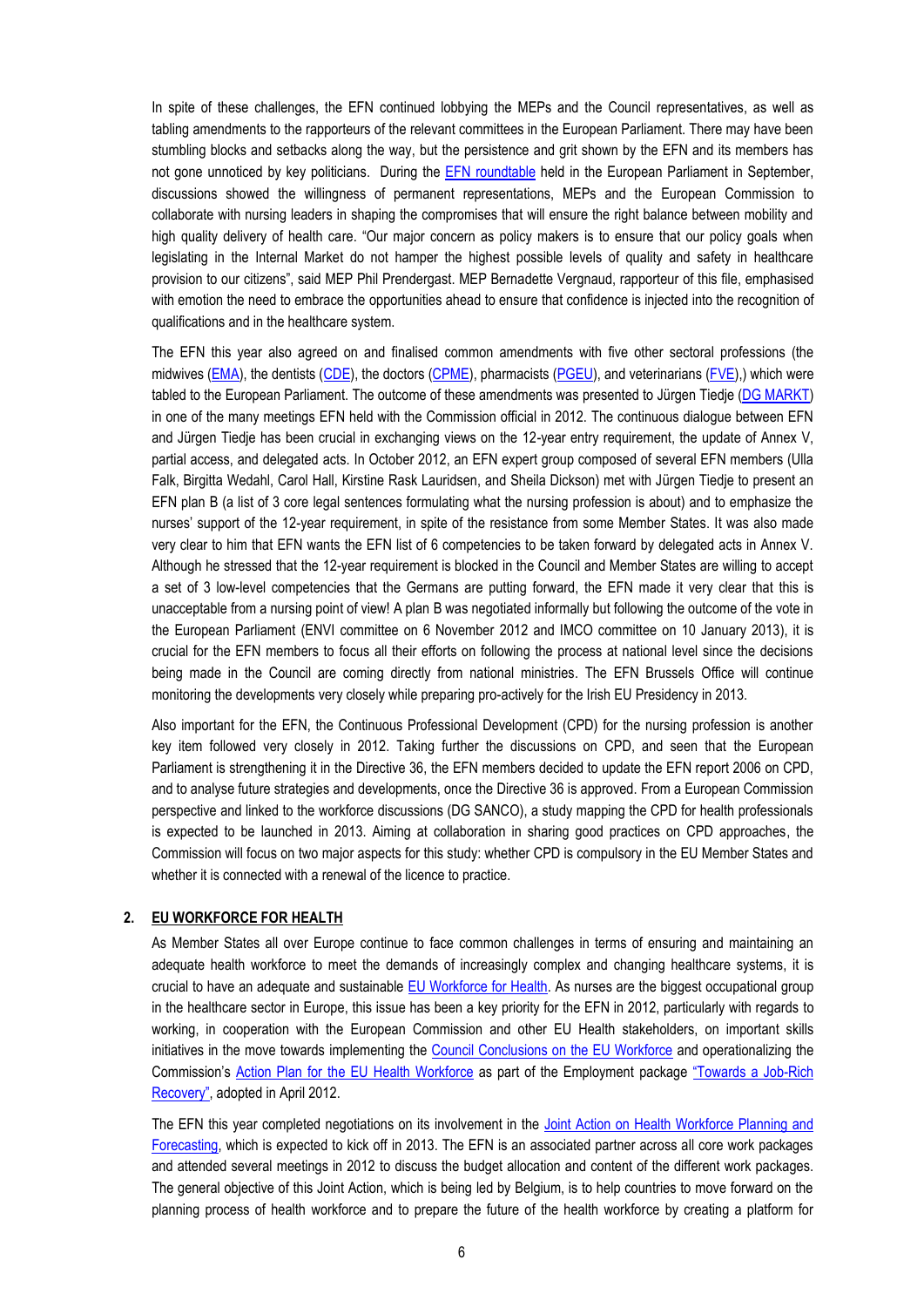In spite of these challenges, the EFN continued lobbying the MEPs and the Council representatives, as well as tabling amendments to the rapporteurs of the relevant committees in the European Parliament. There may have been stumbling blocks and setbacks along the way, but the persistence and grit shown by the EFN and its members has not gone unnoticed by key politicians. During the EFN roundtable held in the European Parliament in September, discussions showed the willingness of permanent representations, MEPs and the European Commission to collaborate with nursing leaders in shaping the compromises that will ensure the right balance between mobility and high quality delivery of health care. "Our major concern as policy makers is to ensure that our policy goals when legislating in the Internal Market do not hamper the highest possible levels of quality and safety in healthcare provision to our citizens", said MEP Phil Prendergast. MEP Bernadette Vergnaud, rapporteur of this file, emphasised with emotion the need to embrace the opportunities ahead to ensure that confidence is injected into the recognition of qualifications and in the healthcare system.

The EFN this year also agreed on and finalised common amendments with five other sectoral professions (the midwives (EMA), the dentists (CDE), the doctors (CPME), pharmacists (PGEU), and veterinarians (FVE),) which were tabled to the European Parliament. The outcome of these amendments was presented to Jürgen Tiedje (DG MARKT) in one of the many meetings EFN held with the Commission official in 2012. The continuous dialogue between EFN and Jürgen Tiedje has been crucial in exchanging views on the 12-year entry requirement, the update of Annex V, partial access, and delegated acts. In October 2012, an EFN expert group composed of several EFN members (Ulla Falk, Birgitta Wedahl, Carol Hall, Kirstine Rask Lauridsen, and Sheila Dickson) met with Jürgen Tiedje to present an EFN plan B (a list of 3 core legal sentences formulating what the nursing profession is about) and to emphasize the nurses' support of the 12-year requirement, in spite of the resistance from some Member States. It was also made very clear to him that EFN wants the EFN list of 6 competencies to be taken forward by delegated acts in Annex V. Although he stressed that the 12-year requirement is blocked in the Council and Member States are willing to accept a set of 3 low-level competencies that the Germans are putting forward, the EFN made it very clear that this is unacceptable from a nursing point of view! A plan B was negotiated informally but following the outcome of the vote in the European Parliament (ENVI committee on 6 November 2012 and IMCO committee on 10 January 2013), it is crucial for the EFN members to focus all their efforts on following the process at national level since the decisions being made in the Council are coming directly from national ministries. The EFN Brussels Office will continue monitoring the developments very closely while preparing pro-actively for the Irish EU Presidency in 2013.

Also important for the EFN, the Continuous Professional Development (CPD) for the nursing profession is another key item followed very closely in 2012. Taking further the discussions on CPD, and seen that the European Parliament is strengthening it in the Directive 36, the EFN members decided to update the EFN report 2006 on CPD, and to analyse future strategies and developments, once the Directive 36 is approved. From a European Commission perspective and linked to the workforce discussions (DG SANCO), a study mapping the CPD for health professionals is expected to be launched in 2013. Aiming at collaboration in sharing good practices on CPD approaches, the Commission will focus on two major aspects for this study: whether CPD is compulsory in the EU Member States and whether it is connected with a renewal of the licence to practice.

## 2. EU WORKFORCE FOR HEALTH

As Member States all over Europe continue to face common challenges in terms of ensuring and maintaining an adequate health workforce to meet the demands of increasingly complex and changing healthcare systems, it is crucial to have an adequate and sustainable EU Workforce for Health. As nurses are the biggest occupational group in the healthcare sector in Europe, this issue has been a key priority for the EFN in 2012, particularly with regards to working, in cooperation with the European Commission and other EU Health stakeholders, on important skills initiatives in the move towards implementing the Council Conclusions on the EU Workforce and operationalizing the Commission's Action Plan for the EU Health Workforce as part of the Employment package "Towards a Job-Rich Recovery", adopted in April 2012.

The EFN this year completed negotiations on its involvement in the Joint Action on Health Workforce Planning and Forecasting, which is expected to kick off in 2013. The EFN is an associated partner across all core work packages and attended several meetings in 2012 to discuss the budget allocation and content of the different work packages. The general objective of this Joint Action, which is being led by Belgium, is to help countries to move forward on the planning process of health workforce and to prepare the future of the health workforce by creating a platform for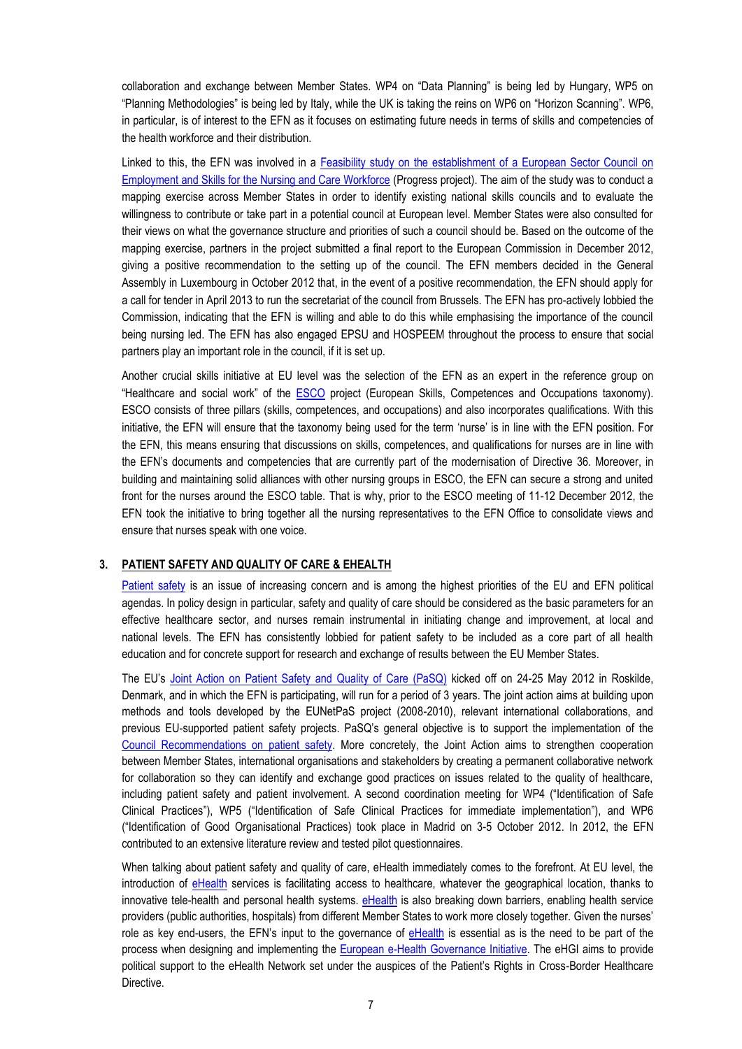collaboration and exchange between Member States. WP4 on "Data Planning" is being led by Hungary, WP5 on "Planning Methodologies" is being led by Italy, while the UK is taking the reins on WP6 on "Horizon Scanning". WP6, in particular, is of interest to the EFN as it focuses on estimating future needs in terms of skills and competencies of the health workforce and their distribution.

Linked to this, the EFN was involved in a Feasibility study on the establishment of a European Sector Council on Employment and Skills for the Nursing and Care Workforce (Progress project). The aim of the study was to conduct a mapping exercise across Member States in order to identify existing national skills councils and to evaluate the willingness to contribute or take part in a potential council at European level. Member States were also consulted for their views on what the governance structure and priorities of such a council should be. Based on the outcome of the mapping exercise, partners in the project submitted a final report to the European Commission in December 2012, giving a positive recommendation to the setting up of the council. The EFN members decided in the General Assembly in Luxembourg in October 2012 that, in the event of a positive recommendation, the EFN should apply for a call for tender in April 2013 to run the secretariat of the council from Brussels. The EFN has pro-actively lobbied the Commission, indicating that the EFN is willing and able to do this while emphasising the importance of the council being nursing led. The EFN has also engaged EPSU and HOSPEEM throughout the process to ensure that social partners play an important role in the council, if it is set up.

Another crucial skills initiative at EU level was the selection of the EFN as an expert in the reference group on "Healthcare and social work" of the ESCO project (European Skills, Competences and Occupations taxonomy). ESCO consists of three pillars (skills, competences, and occupations) and also incorporates qualifications. With this initiative, the EFN will ensure that the taxonomy being used for the term 'nurse' is in line with the EFN position. For the EFN, this means ensuring that discussions on skills, competences, and qualifications for nurses are in line with the EFN's documents and competencies that are currently part of the modernisation of Directive 36. Moreover, in building and maintaining solid alliances with other nursing groups in ESCO, the EFN can secure a strong and united front for the nurses around the ESCO table. That is why, prior to the ESCO meeting of 11-12 December 2012, the EFN took the initiative to bring together all the nursing representatives to the EFN Office to consolidate views and ensure that nurses speak with one voice.

## 3. PATIENT SAFETY AND QUALITY OF CARE & EHEALTH

Patient safety is an issue of increasing concern and is among the highest priorities of the EU and EFN political agendas. In policy design in particular, safety and quality of care should be considered as the basic parameters for an effective healthcare sector, and nurses remain instrumental in initiating change and improvement, at local and national levels. The EFN has consistently lobbied for patient safety to be included as a core part of all health education and for concrete support for research and exchange of results between the EU Member States.

The EU's Joint Action on Patient Safety and Quality of Care (PaSQ) kicked off on 24-25 May 2012 in Roskilde, Denmark, and in which the EFN is participating, will run for a period of 3 years. The joint action aims at building upon methods and tools developed by the EUNetPaS project (2008-2010), relevant international collaborations, and previous EU-supported patient safety projects. PaSQ's general objective is to support the implementation of the Council Recommendations on patient safety. More concretely, the Joint Action aims to strengthen cooperation between Member States, international organisations and stakeholders by creating a permanent collaborative network for collaboration so they can identify and exchange good practices on issues related to the quality of healthcare, including patient safety and patient involvement. A second coordination meeting for WP4 ("Identification of Safe Clinical Practices"), WP5 ("Identification of Safe Clinical Practices for immediate implementation"), and WP6 ("Identification of Good Organisational Practices) took place in Madrid on 3-5 October 2012. In 2012, the EFN contributed to an extensive literature review and tested pilot questionnaires.

When talking about patient safety and quality of care, eHealth immediately comes to the forefront. At EU level, the introduction of eHealth services is facilitating access to healthcare, whatever the geographical location, thanks to innovative tele-health and personal health systems. eHealth is also breaking down barriers, enabling health service providers (public authorities, hospitals) from different Member States to work more closely together. Given the nurses' role as key end-users, the EFN's input to the governance of eHealth is essential as is the need to be part of the process when designing and implementing the European e-Health Governance Initiative. The eHGI aims to provide political support to the eHealth Network set under the auspices of the Patient's Rights in Cross-Border Healthcare Directive.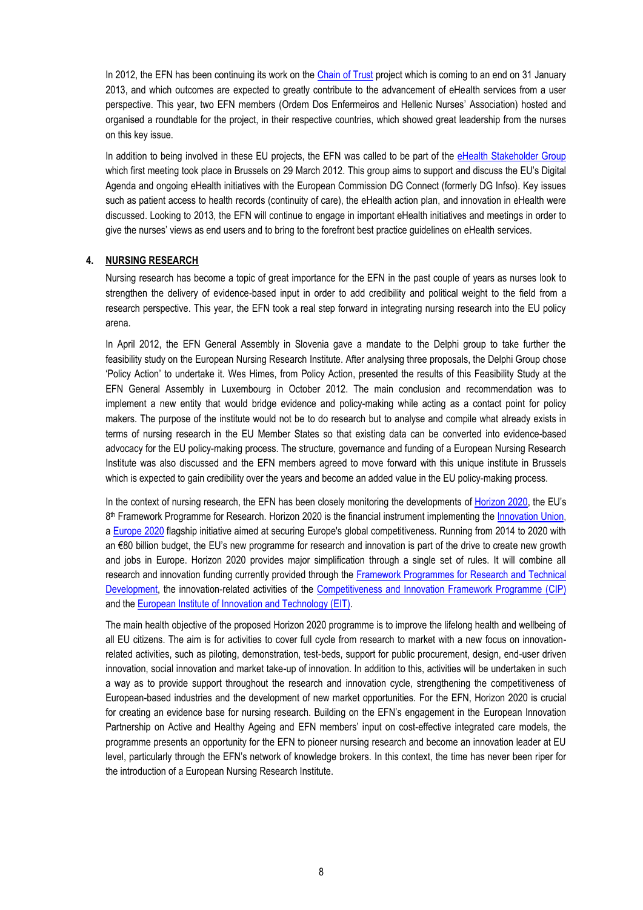In 2012, the EFN has been continuing its work on the Chain of Trust project which is coming to an end on 31 January 2013, and which outcomes are expected to greatly contribute to the advancement of eHealth services from a user perspective. This year, two EFN members (Ordem Dos Enfermeiros and Hellenic Nurses' Association) hosted and organised a roundtable for the project, in their respective countries, which showed great leadership from the nurses on this key issue.

In addition to being involved in these EU projects, the EFN was called to be part of the eHealth Stakeholder Group which first meeting took place in Brussels on 29 March 2012. This group aims to support and discuss the EU's Digital Agenda and ongoing eHealth initiatives with the European Commission DG Connect (formerly DG Infso). Key issues such as patient access to health records (continuity of care), the eHealth action plan, and innovation in eHealth were discussed. Looking to 2013, the EFN will continue to engage in important eHealth initiatives and meetings in order to give the nurses' views as end users and to bring to the forefront best practice guidelines on eHealth services.

## 4. NURSING RESEARCH

Nursing research has become a topic of great importance for the EFN in the past couple of years as nurses look to strengthen the delivery of evidence-based input in order to add credibility and political weight to the field from a research perspective. This year, the EFN took a real step forward in integrating nursing research into the EU policy arena.

In April 2012, the EFN General Assembly in Slovenia gave a mandate to the Delphi group to take further the feasibility study on the European Nursing Research Institute. After analysing three proposals, the Delphi Group chose 'Policy Action' to undertake it. Wes Himes, from Policy Action, presented the results of this Feasibility Study at the EFN General Assembly in Luxembourg in October 2012. The main conclusion and recommendation was to implement a new entity that would bridge evidence and policy-making while acting as a contact point for policy makers. The purpose of the institute would not be to do research but to analyse and compile what already exists in terms of nursing research in the EU Member States so that existing data can be converted into evidence-based advocacy for the EU policy-making process. The structure, governance and funding of a European Nursing Research Institute was also discussed and the EFN members agreed to move forward with this unique institute in Brussels which is expected to gain credibility over the years and become an added value in the EU policy-making process.

In the context of nursing research, the EFN has been closely monitoring the developments of Horizon 2020, the EU's 8th Framework Programme for Research. Horizon 2020 is the financial instrument implementing the Innovation Union, a Europe 2020 flagship initiative aimed at securing Europe's global competitiveness. Running from 2014 to 2020 with an €80 billion budget, the EU's new programme for research and innovation is part of the drive to create new growth and jobs in Europe. Horizon 2020 provides major simplification through a single set of rules. It will combine all research and innovation funding currently provided through the Framework Programmes for Research and Technical Development, the innovation-related activities of the Competitiveness and Innovation Framework Programme (CIP) and the European Institute of Innovation and Technology (EIT).

The main health objective of the proposed Horizon 2020 programme is to improve the lifelong health and wellbeing of all EU citizens. The aim is for activities to cover full cycle from research to market with a new focus on innovation-related activities, such as piloting, demonstration, test-beds, support for public procurement, design, end-user driven innovation, social innovation and market take-up of innovation. In addition to this, activities will be undertaken in such a way as to provide support throughout the research and innovation cycle, strengthening the competitiveness of European-based industries and the development of new market opportunities. For the EFN, Horizon 2020 is crucial for creating an evidence base for nursing research. Building on the EFN's engagement in the European Innovation Partnership on Active and Healthy Ageing and EFN members' input on cost-effective integrated care models, the programme presents an opportunity for the EFN to pioneer nursing research and become an innovation leader at EU level, particularly through the EFN's network of knowledge brokers. In this context, the time has never been riper for the introduction of a European Nursing Research Institute.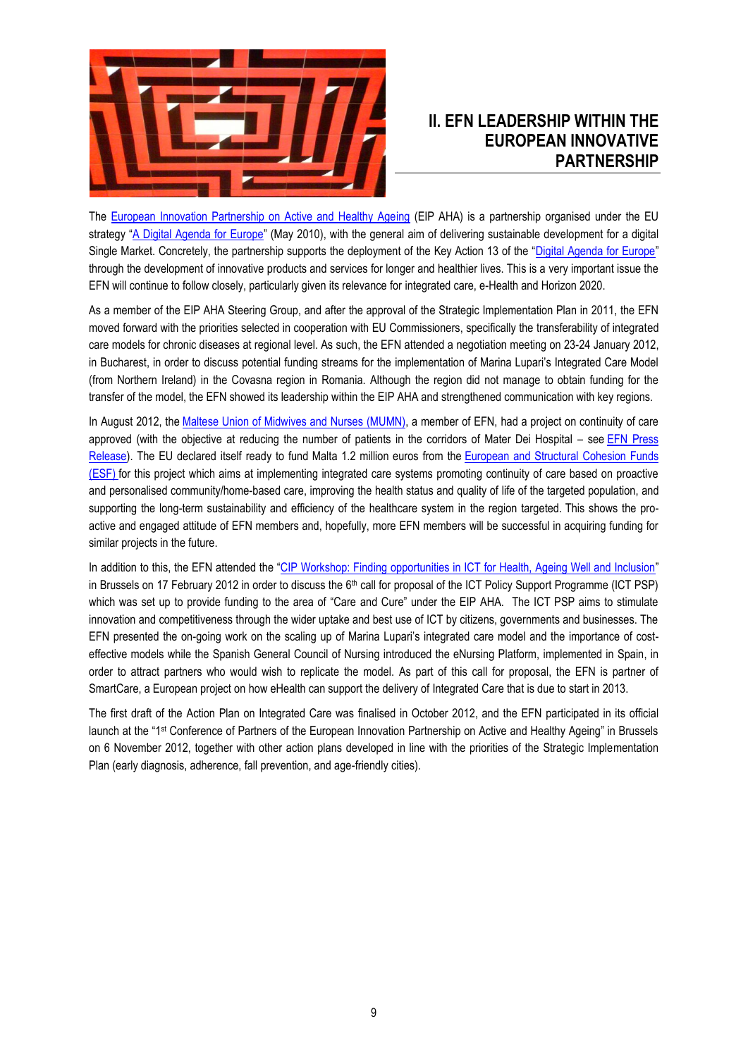## II. EFN LEADERSHIP WITHIN THE EUROPEAN INNOVATIVE PARTNERSHIP

The European Innovation Partnership on Active and Healthy Ageing (EIP AHA) is a partnership organised under the EU strategy "A Digital Agenda for Europe" (May 2010), with the general aim of delivering sustainable development for a digital Single Market. Concretely, the partnership supports the deployment of the Key Action 13 of the "Digital Agenda for Europe" through the development of innovative products and services for longer and healthier lives. This is a very important issue the EFN will continue to follow closely, particularly given its relevance for integrated care, e-Health and Horizon 2020.

As a member of the EIP AHA Steering Group, and after the approval of the Strategic Implementation Plan in 2011, the EFN moved forward with the priorities selected in cooperation with EU Commissioners, specifically the transferability of integrated care models for chronic diseases at regional level. As such, the EFN attended a negotiation meeting on 23-24 January 2012, in Bucharest, in order to discuss potential funding streams for the implementation of Marina Lupari's Integrated Care Model (from Northern Ireland) in the Covasna region in Romania. Although the region did not manage to obtain funding for the transfer of the model, the EFN showed its leadership within the EIP AHA and strengthened communication with key regions.

In August 2012, the Maltese Union of Midwives and Nurses (MUMN), a member of EFN, had a project on continuity of care approved (with the objective at reducing the number of patients in the corridors of Mater Dei Hospital – see EFN Press Release). The EU declared itself ready to fund Malta 1.2 million euros from the European and Structural Cohesion Funds (ESF) for this project which aims at implementing integrated care systems promoting continuity of care based on proactive and personalised community/home-based care, improving the health status and quality of life of the targeted population, and supporting the long-term sustainability and efficiency of the healthcare system in the region targeted. This shows the pro-active and engaged attitude of EFN members and, hopefully, more EFN members will be successful in acquiring funding for similar projects in the future.

In addition to this, the EFN attended the "CIP Workshop: Finding opportunities in ICT for Health, Ageing Well and Inclusion" in Brussels on 17 February 2012 in order to discuss the 6th call for proposal of the ICT Policy Support Programme (ICT PSP) which was set up to provide funding to the area of "Care and Cure" under the EIP AHA. The ICT PSP aims to stimulate innovation and competitiveness through the wider uptake and best use of ICT by citizens, governments and businesses. The EFN presented the on-going work on the scaling up of Marina Lupari's integrated care model and the importance of cost-effective models while the Spanish General Council of Nursing introduced the eNursing Platform, implemented in Spain, in order to attract partners who would wish to replicate the model. As part of this call for proposal, the EFN is partner of SmartCare, a European project on how eHealth can support the delivery of Integrated Care that is due to start in 2013.

The first draft of the Action Plan on Integrated Care was finalised in October 2012, and the EFN participated in its official launch at the "1st Conference of Partners of the European Innovation Partnership on Active and Healthy Ageing" in Brussels on 6 November 2012, together with other action plans developed in line with the priorities of the Strategic Implementation Plan (early diagnosis, adherence, fall prevention, and age-friendly cities).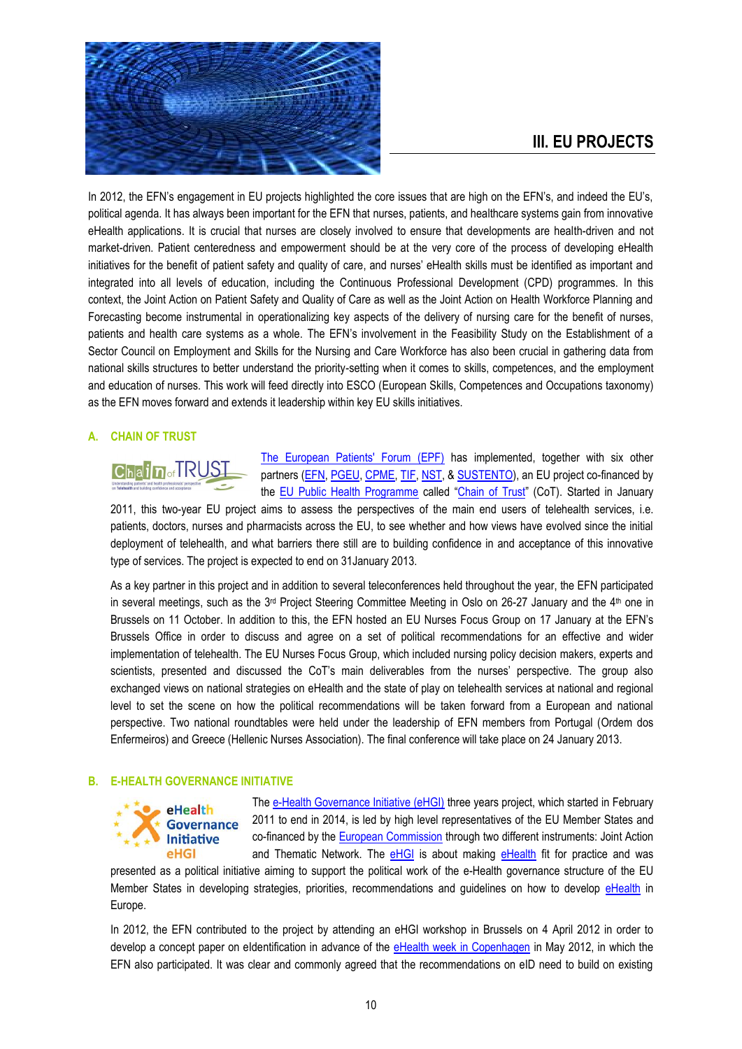# III. EU PROJECTS

In 2012, the EFN's engagement in EU projects highlighted the core issues that are high on the EFN's, and indeed the EU's, political agenda. It has always been important for the EFN that nurses, patients, and healthcare systems gain from innovative eHealth applications. It is crucial that nurses are closely involved to ensure that developments are health-driven and not market-driven. Patient centeredness and empowerment should be at the very core of the process of developing eHealth initiatives for the benefit of patient safety and quality of care, and nurses' eHealth skills must be identified as important and integrated into all levels of education, including the Continuous Professional Development (CPD) programmes. In this context, the Joint Action on Patient Safety and Quality of Care as well as the Joint Action on Health Workforce Planning and Forecasting become instrumental in operationalizing key aspects of the delivery of nursing care for the benefit of nurses, patients and health care systems as a whole. The EFN's involvement in the Feasibility Study on the Establishment of a Sector Council on Employment and Skills for the Nursing and Care Workforce has also been crucial in gathering data from national skills structures to better understand the priority-setting when it comes to skills, competences, and the employment and education of nurses. This work will feed directly into ESCO (European Skills, Competences and Occupations taxonomy) as the EFN moves forward and extends it leadership within key EU skills initiatives.

## A. CHAIN OF TRUST

The European Patients' Forum (EPF) has implemented, together with six other partners (EFN, PGEU, CPME, TIF, NST, & SUSTENTO), an EU project co-financed by the EU Public Health Programme called "Chain of Trust" (CoT). Started in January 2011, this two-year EU project aims to assess the perspectives of the main end users of telehealth services, i.e. patients, doctors, nurses and pharmacists across the EU, to see whether and how views have evolved since the initial deployment of telehealth, and what barriers there still are to building confidence in and acceptance of this innovative type of services. The project is expected to end on 31January 2013.

As a key partner in this project and in addition to several teleconferences held throughout the year, the EFN participated in several meetings, such as the 3rd Project Steering Committee Meeting in Oslo on 26-27 January and the 4th one in Brussels on 11 October. In addition to this, the EFN hosted an EU Nurses Focus Group on 17 January at the EFN's Brussels Office in order to discuss and agree on a set of political recommendations for an effective and wider implementation of telehealth. The EU Nurses Focus Group, which included nursing policy decision makers, experts and scientists, presented and discussed the CoT's main deliverables from the nurses' perspective. The group also exchanged views on national strategies on eHealth and the state of play on telehealth services at national and regional level to set the scene on how the political recommendations will be taken forward from a European and national perspective. Two national roundtables were held under the leadership of EFN members from Portugal (Ordem dos Enfermeiros) and Greece (Hellenic Nurses Association). The final conference will take place on 24 January 2013.

## B. E-HEALTH GOVERNANCE INITIATIVE

The e-Health Governance Initiative (eHGI) three years project, which started in February 2011 to end in 2014, is led by high level representatives of the EU Member States and co-financed by the European Commission through two different instruments: Joint Action and Thematic Network. The eHGI is about making eHealth fit for practice and was presented as a political initiative aiming to support the political work of the e-Health governance structure of the EU Member States in developing strategies, priorities, recommendations and guidelines on how to develop eHealth in Europe.

In 2012, the EFN contributed to the project by attending an eHGI workshop in Brussels on 4 April 2012 in order to develop a concept paper on eIdentification in advance of the eHealth week in Copenhagen in May 2012, in which the EFN also participated. It was clear and commonly agreed that the recommendations on eID need to build on existing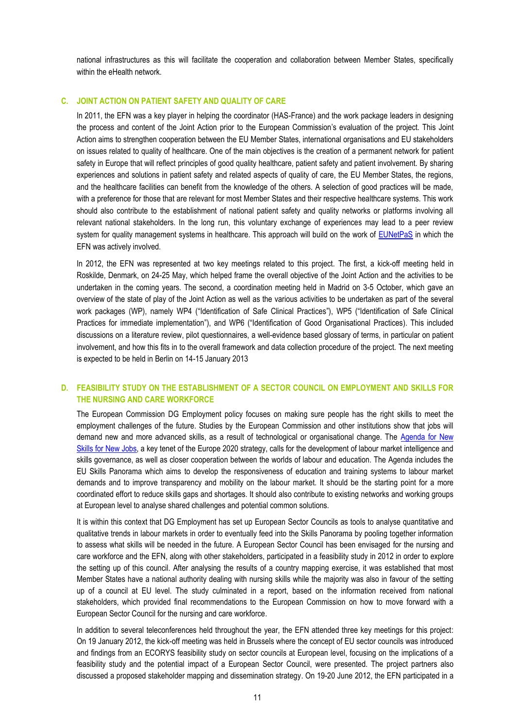national infrastructures as this will facilitate the cooperation and collaboration between Member States, specifically within the eHealth network.

### C. JOINT ACTION ON PATIENT SAFETY AND QUALITY OF CARE

In 2011, the EFN was a key player in helping the coordinator (HAS-France) and the work package leaders in designing the process and content of the Joint Action prior to the European Commission's evaluation of the project. This Joint Action aims to strengthen cooperation between the EU Member States, international organisations and EU stakeholders on issues related to quality of healthcare. One of the main objectives is the creation of a permanent network for patient safety in Europe that will reflect principles of good quality healthcare, patient safety and patient involvement. By sharing experiences and solutions in patient safety and related aspects of quality of care, the EU Member States, the regions, and the healthcare facilities can benefit from the knowledge of the others. A selection of good practices will be made, with a preference for those that are relevant for most Member States and their respective healthcare systems. This work should also contribute to the establishment of national patient safety and quality networks or platforms involving all relevant national stakeholders. In the long run, this voluntary exchange of experiences may lead to a peer review system for quality management systems in healthcare. This approach will build on the work of EUNetPaS in which the EFN was actively involved.

In 2012, the EFN was represented at two key meetings related to this project. The first, a kick-off meeting held in Roskilde, Denmark, on 24-25 May, which helped frame the overall objective of the Joint Action and the activities to be undertaken in the coming years. The second, a coordination meeting held in Madrid on 3-5 October, which gave an overview of the state of play of the Joint Action as well as the various activities to be undertaken as part of the several work packages (WP), namely WP4 ("Identification of Safe Clinical Practices"), WP5 ("Identification of Safe Clinical Practices for immediate implementation"), and WP6 ("Identification of Good Organisational Practices). This included discussions on a literature review, pilot questionnaires, a well-evidence based glossary of terms, in particular on patient involvement, and how this fits in to the overall framework and data collection procedure of the project. The next meeting is expected to be held in Berlin on 14-15 January 2013

### D. FEASIBILITY STUDY ON THE ESTABLISHMENT OF A SECTOR COUNCIL ON EMPLOYMENT AND SKILLS FOR THE NURSING AND CARE WORKFORCE

The European Commission DG Employment policy focuses on making sure people has the right skills to meet the employment challenges of the future. Studies by the European Commission and other institutions show that jobs will demand new and more advanced skills, as a result of technological or organisational change. The Agenda for New Skills for New Jobs, a key tenet of the Europe 2020 strategy, calls for the development of labour market intelligence and skills governance, as well as closer cooperation between the worlds of labour and education. The Agenda includes the EU Skills Panorama which aims to develop the responsiveness of education and training systems to labour market demands and to improve transparency and mobility on the labour market. It should be the starting point for a more coordinated effort to reduce skills gaps and shortages. It should also contribute to existing networks and working groups at European level to analyse shared challenges and potential common solutions.

It is within this context that DG Employment has set up European Sector Councils as tools to analyse quantitative and qualitative trends in labour markets in order to eventually feed into the Skills Panorama by pooling together information to assess what skills will be needed in the future. A European Sector Council has been envisaged for the nursing and care workforce and the EFN, along with other stakeholders, participated in a feasibility study in 2012 in order to explore the setting up of this council. After analysing the results of a country mapping exercise, it was established that most Member States have a national authority dealing with nursing skills while the majority was also in favour of the setting up of a council at EU level. The study culminated in a report, based on the information received from national stakeholders, which provided final recommendations to the European Commission on how to move forward with a European Sector Council for the nursing and care workforce.

In addition to several teleconferences held throughout the year, the EFN attended three key meetings for this project: On 19 January 2012, the kick-off meeting was held in Brussels where the concept of EU sector councils was introduced and findings from an ECORYS feasibility study on sector councils at European level, focusing on the implications of a feasibility study and the potential impact of a European Sector Council, were presented. The project partners also discussed a proposed stakeholder mapping and dissemination strategy. On 19-20 June 2012, the EFN participated in a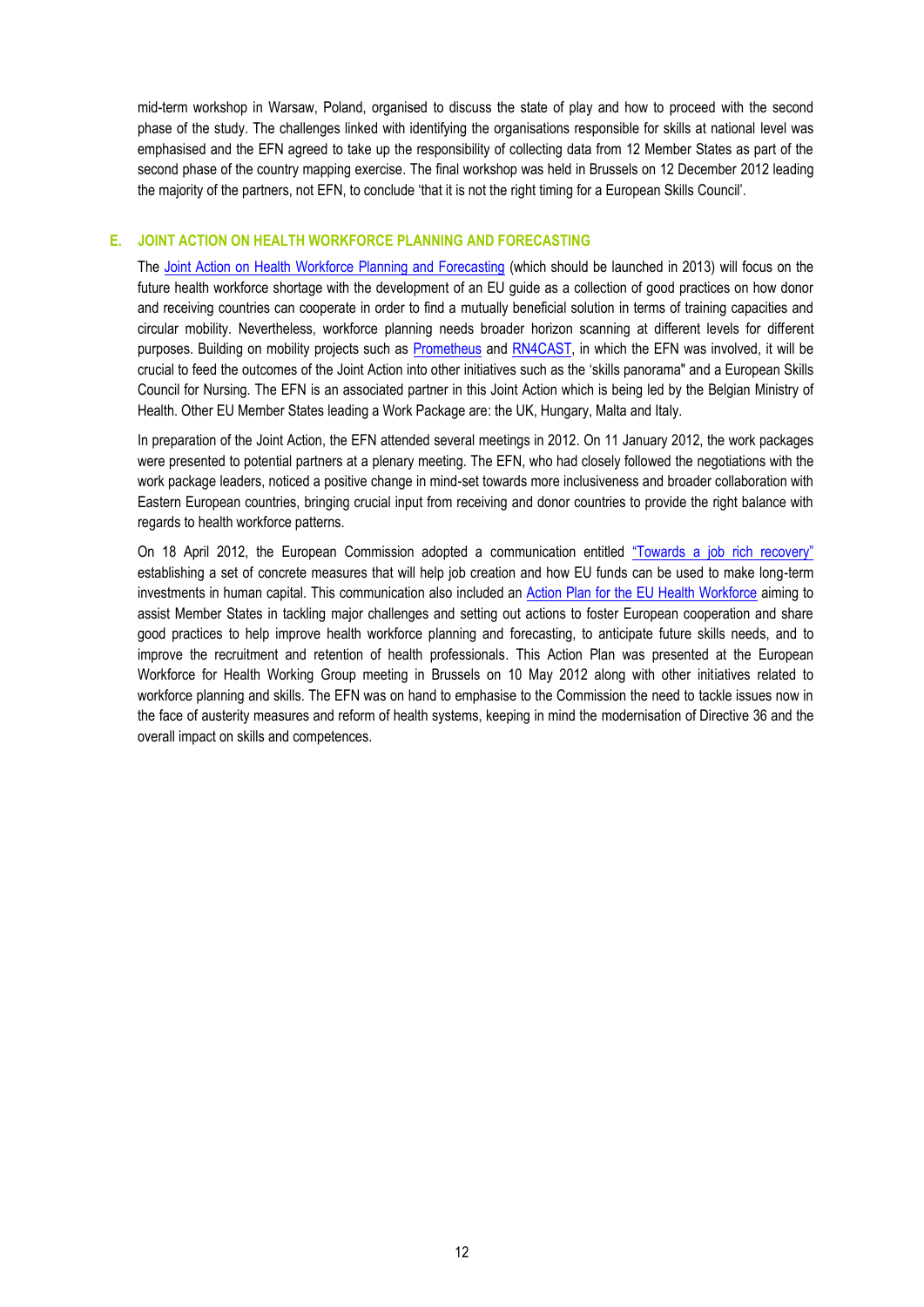mid-term workshop in Warsaw, Poland, organised to discuss the state of play and how to proceed with the second phase of the study. The challenges linked with identifying the organisations responsible for skills at national level was emphasised and the EFN agreed to take up the responsibility of collecting data from 12 Member States as part of the second phase of the country mapping exercise. The final workshop was held in Brussels on 12 December 2012 leading the majority of the partners, not EFN, to conclude 'that it is not the right timing for a European Skills Council'.

## E. JOINT ACTION ON HEALTH WORKFORCE PLANNING AND FORECASTING

The Joint Action on Health Workforce Planning and Forecasting (which should be launched in 2013) will focus on the future health workforce shortage with the development of an EU guide as a collection of good practices on how donor and receiving countries can cooperate in order to find a mutually beneficial solution in terms of training capacities and circular mobility. Nevertheless, workforce planning needs broader horizon scanning at different levels for different purposes. Building on mobility projects such as Prometheus and RN4CAST, in which the EFN was involved, it will be crucial to feed the outcomes of the Joint Action into other initiatives such as the 'skills panorama" and a European Skills Council for Nursing. The EFN is an associated partner in this Joint Action which is being led by the Belgian Ministry of Health. Other EU Member States leading a Work Package are: the UK, Hungary, Malta and Italy.

In preparation of the Joint Action, the EFN attended several meetings in 2012. On 11 January 2012, the work packages were presented to potential partners at a plenary meeting. The EFN, who had closely followed the negotiations with the work package leaders, noticed a positive change in mind-set towards more inclusiveness and broader collaboration with Eastern European countries, bringing crucial input from receiving and donor countries to provide the right balance with regards to health workforce patterns.

On 18 April 2012, the European Commission adopted a communication entitled "Towards a job rich recovery" establishing a set of concrete measures that will help job creation and how EU funds can be used to make long-term investments in human capital. This communication also included an Action Plan for the EU Health Workforce aiming to assist Member States in tackling major challenges and setting out actions to foster European cooperation and share good practices to help improve health workforce planning and forecasting, to anticipate future skills needs, and to improve the recruitment and retention of health professionals. This Action Plan was presented at the European Workforce for Health Working Group meeting in Brussels on 10 May 2012 along with other initiatives related to workforce planning and skills. The EFN was on hand to emphasise to the Commission the need to tackle issues now in the face of austerity measures and reform of health systems, keeping in mind the modernisation of Directive 36 and the overall impact on skills and competences.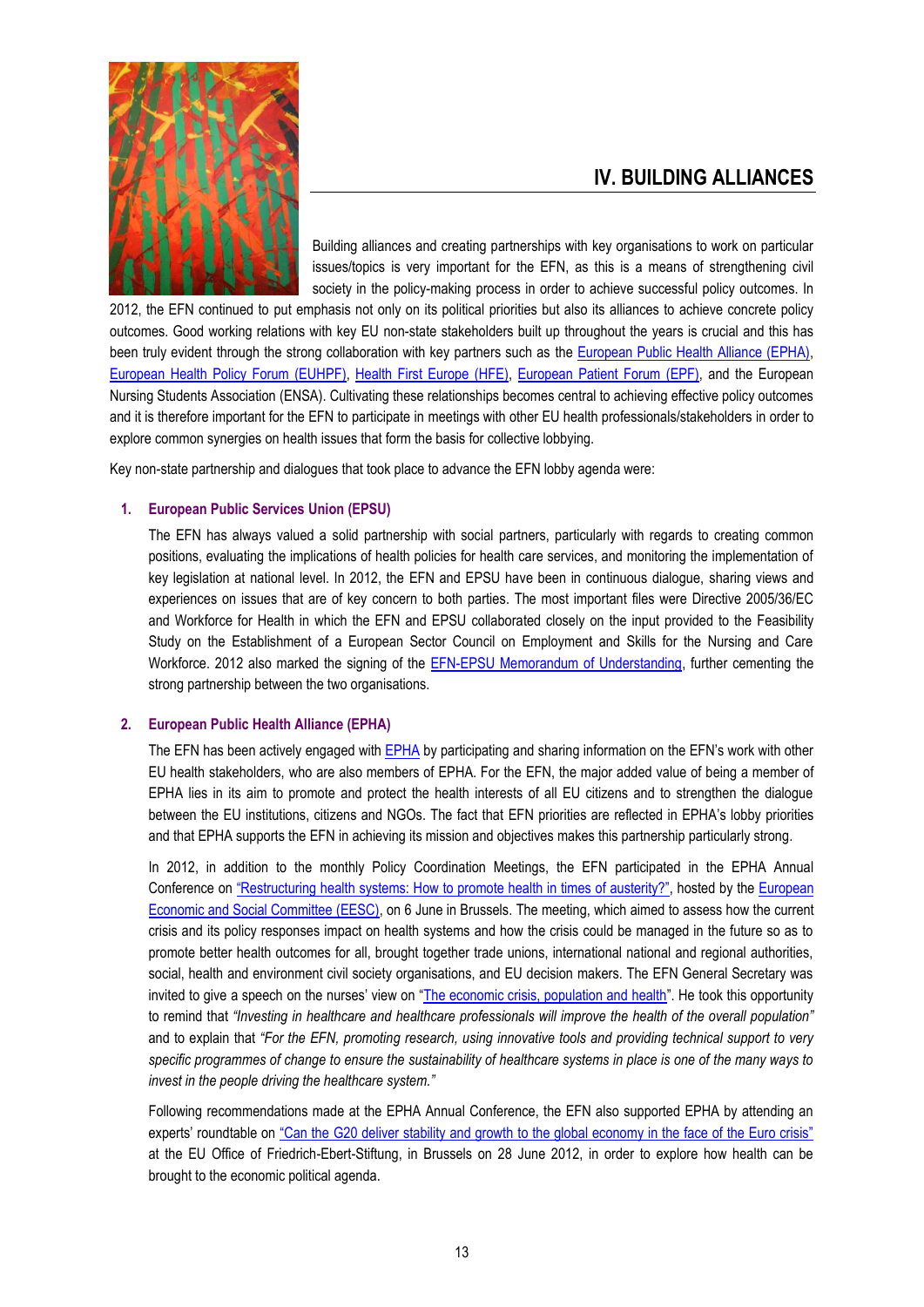## IV. BUILDING ALLIANCES

Building alliances and creating partnerships with key organisations to work on particular issues/topics is very important for the EFN, as this is a means of strengthening civil society in the policy-making process in order to achieve successful policy outcomes. In 2012, the EFN continued to put emphasis not only on its political priorities but also its alliances to achieve concrete policy outcomes. Good working relations with key EU non-state stakeholders built up throughout the years is crucial and this has been truly evident through the strong collaboration with key partners such as the European Public Health Alliance (EPHA), European Health Policy Forum (EUHPF), Health First Europe (HFE), European Patient Forum (EPF), and the European Nursing Students Association (ENSA). Cultivating these relationships becomes central to achieving effective policy outcomes and it is therefore important for the EFN to participate in meetings with other EU health professionals/stakeholders in order to explore common synergies on health issues that form the basis for collective lobbying.

Key non-state partnership and dialogues that took place to advance the EFN lobby agenda were:

1. **European Public Services Union (EPSU)**

   The EFN has always valued a solid partnership with social partners, particularly with regards to creating common positions, evaluating the implications of health policies for health care services, and monitoring the implementation of key legislation at national level. In 2012, the EFN and EPSU have been in continuous dialogue, sharing views and experiences on issues that are of key concern to both parties. The most important files were Directive 2005/36/EC and Workforce for Health in which the EFN and EPSU collaborated closely on the input provided to the Feasibility Study on the Establishment of a European Sector Council on Employment and Skills for the Nursing and Care Workforce. 2012 also marked the signing of the EFN-EPSU Memorandum of Understanding, further cementing the strong partnership between the two organisations.

2. **European Public Health Alliance (EPHA)**

   The EFN has been actively engaged with EPHA by participating and sharing information on the EFN's work with other EU health stakeholders, who are also members of EPHA. For the EFN, the major added value of being a member of EPHA lies in its aim to promote and protect the health interests of all EU citizens and to strengthen the dialogue between the EU institutions, citizens and NGOs. The fact that EFN priorities are reflected in EPHA's lobby priorities and that EPHA supports the EFN in achieving its mission and objectives makes this partnership particularly strong.

   In 2012, in addition to the monthly Policy Coordination Meetings, the EFN participated in the EPHA Annual Conference on "Restructuring health systems: How to promote health in times of austerity?", hosted by the European Economic and Social Committee (EESC), on 6 June in Brussels. The meeting, which aimed to assess how the current crisis and its policy responses impact on health systems and how the crisis could be managed in the future so as to promote better health outcomes for all, brought together trade unions, international national and regional authorities, social, health and environment civil society organisations, and EU decision makers. The EFN General Secretary was invited to give a speech on the nurses' view on "The economic crisis, population and health". He took this opportunity to remind that *"Investing in healthcare and healthcare professionals will improve the health of the overall population"* and to explain that *"For the EFN, promoting research, using innovative tools and providing technical support to very specific programmes of change to ensure the sustainability of healthcare systems in place is one of the many ways to invest in the people driving the healthcare system."*

   Following recommendations made at the EPHA Annual Conference, the EFN also supported EPHA by attending an experts' roundtable on "Can the G20 deliver stability and growth to the global economy in the face of the Euro crisis" at the EU Office of Friedrich-Ebert-Stiftung, in Brussels on 28 June 2012, in order to explore how health can be brought to the economic political agenda.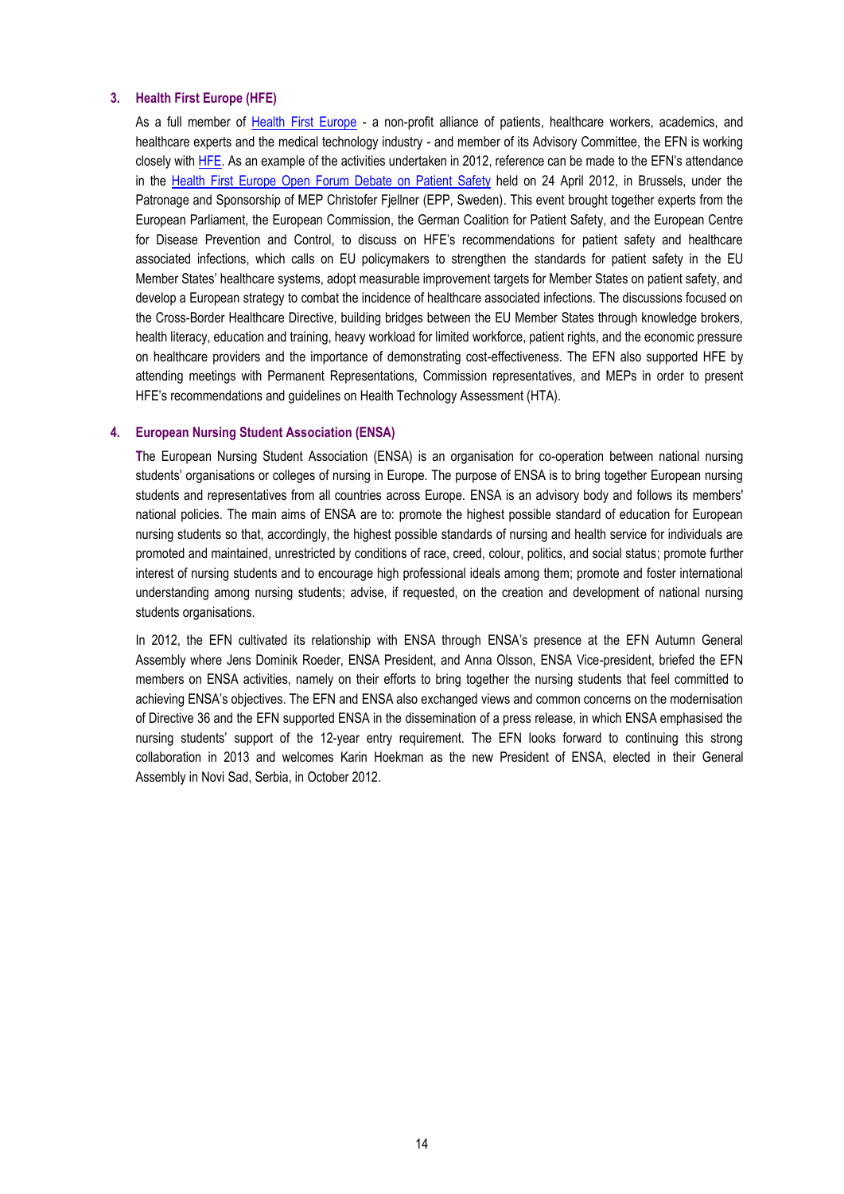### 3. Health First Europe (HFE)

As a full member of Health First Europe - a non-profit alliance of patients, healthcare workers, academics, and healthcare experts and the medical technology industry - and member of its Advisory Committee, the EFN is working closely with HFE. As an example of the activities undertaken in 2012, reference can be made to the EFN's attendance in the Health First Europe Open Forum Debate on Patient Safety held on 24 April 2012, in Brussels, under the Patronage and Sponsorship of MEP Christofer Fjellner (EPP, Sweden). This event brought together experts from the European Parliament, the European Commission, the German Coalition for Patient Safety, and the European Centre for Disease Prevention and Control, to discuss on HFE's recommendations for patient safety and healthcare associated infections, which calls on EU policymakers to strengthen the standards for patient safety in the EU Member States' healthcare systems, adopt measurable improvement targets for Member States on patient safety, and develop a European strategy to combat the incidence of healthcare associated infections. The discussions focused on the Cross-Border Healthcare Directive, building bridges between the EU Member States through knowledge brokers, health literacy, education and training, heavy workload for limited workforce, patient rights, and the economic pressure on healthcare providers and the importance of demonstrating cost-effectiveness. The EFN also supported HFE by attending meetings with Permanent Representations, Commission representatives, and MEPs in order to present HFE's recommendations and guidelines on Health Technology Assessment (HTA).

### 4. European Nursing Student Association (ENSA)

The European Nursing Student Association (ENSA) is an organisation for co-operation between national nursing students' organisations or colleges of nursing in Europe. The purpose of ENSA is to bring together European nursing students and representatives from all countries across Europe. ENSA is an advisory body and follows its members' national policies. The main aims of ENSA are to: promote the highest possible standard of education for European nursing students so that, accordingly, the highest possible standards of nursing and health service for individuals are promoted and maintained, unrestricted by conditions of race, creed, colour, politics, and social status; promote further interest of nursing students and to encourage high professional ideals among them; promote and foster international understanding among nursing students; advise, if requested, on the creation and development of national nursing students organisations.

In 2012, the EFN cultivated its relationship with ENSA through ENSA's presence at the EFN Autumn General Assembly where Jens Dominik Roeder, ENSA President, and Anna Olsson, ENSA Vice-president, briefed the EFN members on ENSA activities, namely on their efforts to bring together the nursing students that feel committed to achieving ENSA's objectives. The EFN and ENSA also exchanged views and common concerns on the modernisation of Directive 36 and the EFN supported ENSA in the dissemination of a press release, in which ENSA emphasised the nursing students' support of the 12-year entry requirement. The EFN looks forward to continuing this strong collaboration in 2013 and welcomes Karin Hoekman as the new President of ENSA, elected in their General Assembly in Novi Sad, Serbia, in October 2012.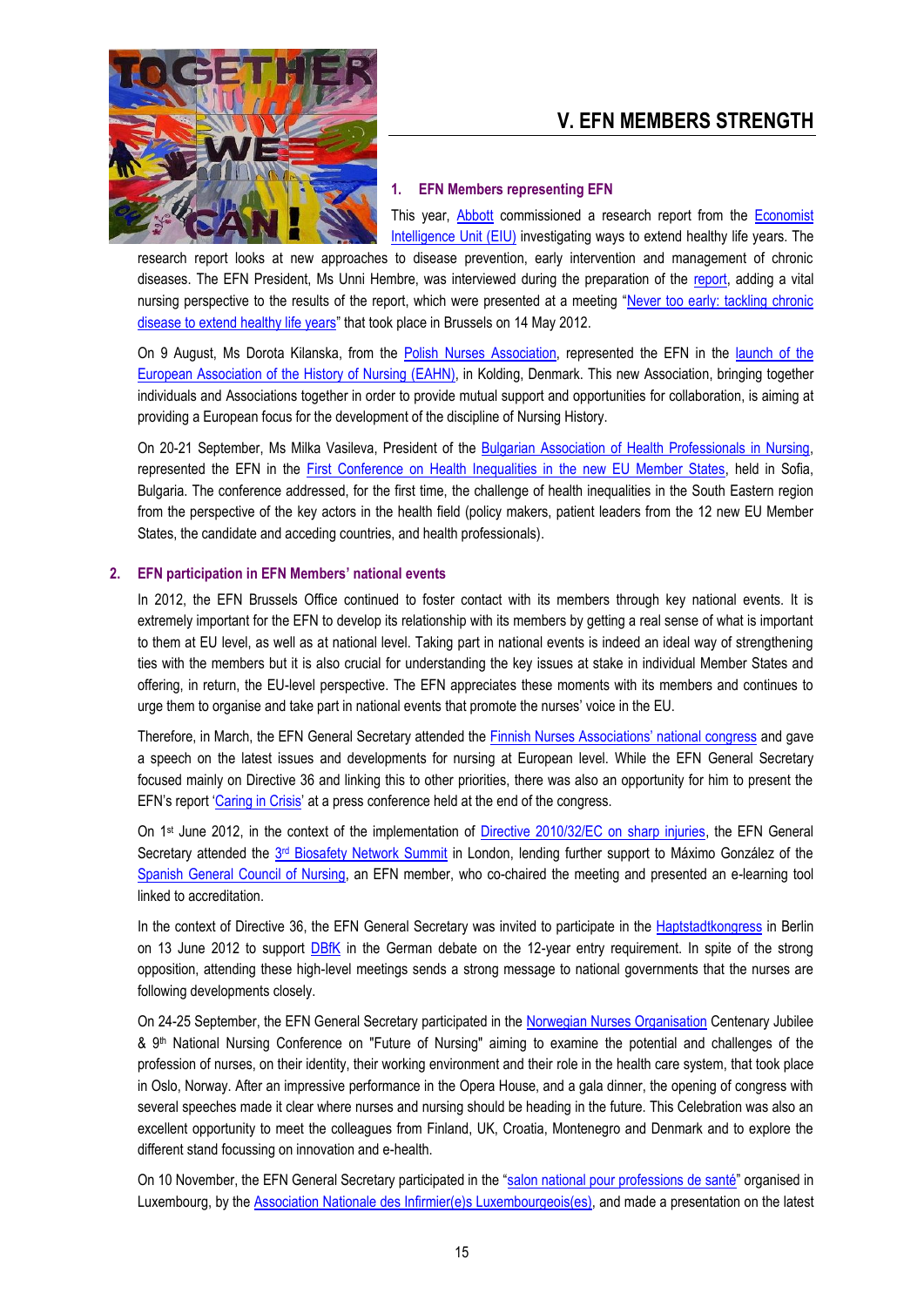# V. EFN MEMBERS STRENGTH

## 1. EFN Members representing EFN

This year, Abbott commissioned a research report from the Economist Intelligence Unit (EIU) investigating ways to extend healthy life years. The research report looks at new approaches to disease prevention, early intervention and management of chronic diseases. The EFN President, Ms Unni Hembre, was interviewed during the preparation of the report, adding a vital nursing perspective to the results of the report, which were presented at a meeting "Never too early: tackling chronic disease to extend healthy life years" that took place in Brussels on 14 May 2012.

On 9 August, Ms Dorota Kilanska, from the Polish Nurses Association, represented the EFN in the launch of the European Association of the History of Nursing (EAHN), in Kolding, Denmark. This new Association, bringing together individuals and Associations together in order to provide mutual support and opportunities for collaboration, is aiming at providing a European focus for the development of the discipline of Nursing History.

On 20-21 September, Ms Milka Vasileva, President of the Bulgarian Association of Health Professionals in Nursing, represented the EFN in the First Conference on Health Inequalities in the new EU Member States, held in Sofia, Bulgaria. The conference addressed, for the first time, the challenge of health inequalities in the South Eastern region from the perspective of the key actors in the health field (policy makers, patient leaders from the 12 new EU Member States, the candidate and acceding countries, and health professionals).

## 2. EFN participation in EFN Members' national events

In 2012, the EFN Brussels Office continued to foster contact with its members through key national events. It is extremely important for the EFN to develop its relationship with its members by getting a real sense of what is important to them at EU level, as well as at national level. Taking part in national events is indeed an ideal way of strengthening ties with the members but it is also crucial for understanding the key issues at stake in individual Member States and offering, in return, the EU-level perspective. The EFN appreciates these moments with its members and continues to urge them to organise and take part in national events that promote the nurses' voice in the EU.

Therefore, in March, the EFN General Secretary attended the Finnish Nurses Associations' national congress and gave a speech on the latest issues and developments for nursing at European level. While the EFN General Secretary focused mainly on Directive 36 and linking this to other priorities, there was also an opportunity for him to present the EFN's report 'Caring in Crisis' at a press conference held at the end of the congress.

On 1st June 2012, in the context of the implementation of Directive 2010/32/EC on sharp injuries, the EFN General Secretary attended the 3rd Biosafety Network Summit in London, lending further support to Máximo González of the Spanish General Council of Nursing, an EFN member, who co-chaired the meeting and presented an e-learning tool linked to accreditation.

In the context of Directive 36, the EFN General Secretary was invited to participate in the Haptstadtkongress in Berlin on 13 June 2012 to support DBfK in the German debate on the 12-year entry requirement. In spite of the strong opposition, attending these high-level meetings sends a strong message to national governments that the nurses are following developments closely.

On 24-25 September, the EFN General Secretary participated in the Norwegian Nurses Organisation Centenary Jubilee & 9th National Nursing Conference on "Future of Nursing" aiming to examine the potential and challenges of the profession of nurses, on their identity, their working environment and their role in the health care system, that took place in Oslo, Norway. After an impressive performance in the Opera House, and a gala dinner, the opening of congress with several speeches made it clear where nurses and nursing should be heading in the future. This Celebration was also an excellent opportunity to meet the colleagues from Finland, UK, Croatia, Montenegro and Denmark and to explore the different stand focussing on innovation and e-health.

On 10 November, the EFN General Secretary participated in the "salon national pour professions de santé" organised in Luxembourg, by the Association Nationale des Infirmier(e)s Luxembourgeois(es), and made a presentation on the latest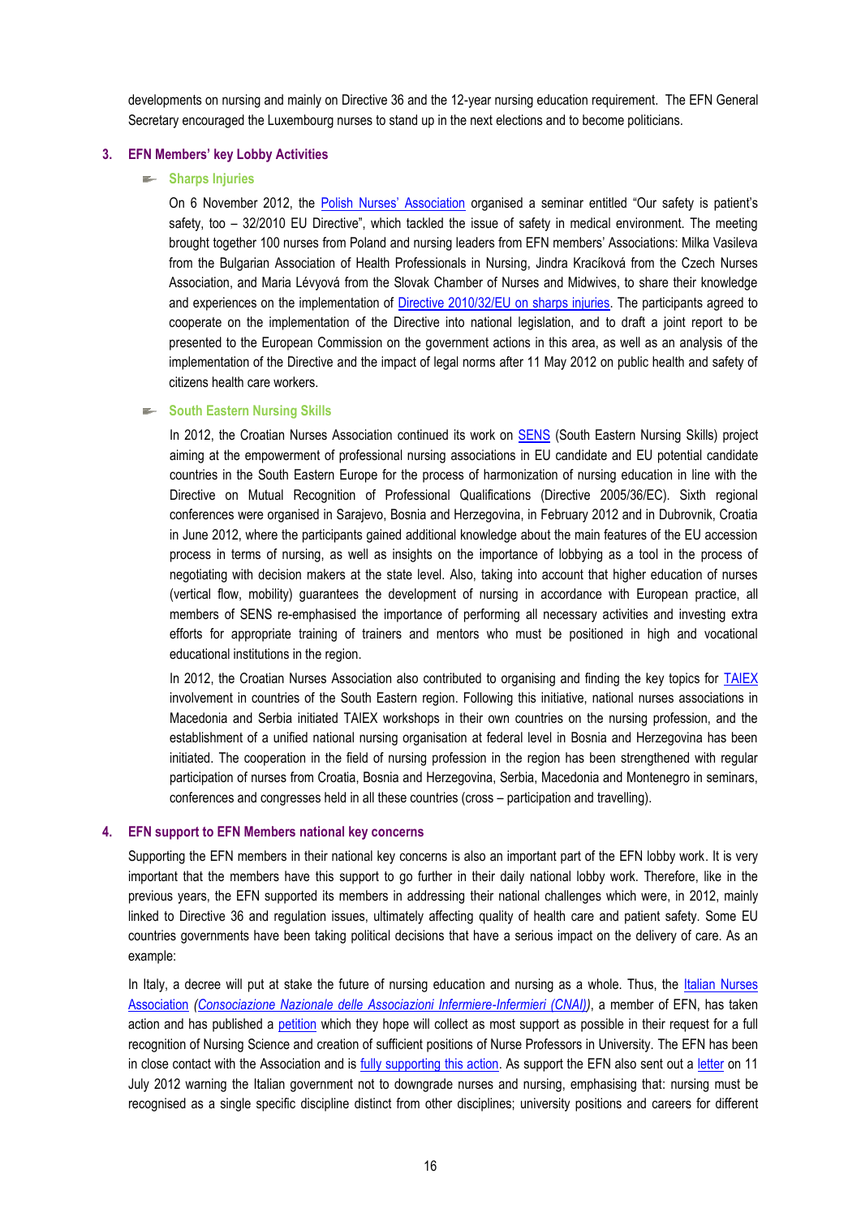developments on nursing and mainly on Directive 36 and the 12-year nursing education requirement. The EFN General Secretary encouraged the Luxembourg nurses to stand up in the next elections and to become politicians.

## 3. EFN Members' key Lobby Activities

### Sharps Injuries

On 6 November 2012, the Polish Nurses' Association organised a seminar entitled "Our safety is patient's safety, too – 32/2010 EU Directive", which tackled the issue of safety in medical environment. The meeting brought together 100 nurses from Poland and nursing leaders from EFN members' Associations: Milka Vasileva from the Bulgarian Association of Health Professionals in Nursing, Jindra Kracíková from the Czech Nurses Association, and Maria Lévyová from the Slovak Chamber of Nurses and Midwives, to share their knowledge and experiences on the implementation of Directive 2010/32/EU on sharps injuries. The participants agreed to cooperate on the implementation of the Directive into national legislation, and to draft a joint report to be presented to the European Commission on the government actions in this area, as well as an analysis of the implementation of the Directive and the impact of legal norms after 11 May 2012 on public health and safety of citizens health care workers.

### South Eastern Nursing Skills

In 2012, the Croatian Nurses Association continued its work on SENS (South Eastern Nursing Skills) project aiming at the empowerment of professional nursing associations in EU candidate and EU potential candidate countries in the South Eastern Europe for the process of harmonization of nursing education in line with the Directive on Mutual Recognition of Professional Qualifications (Directive 2005/36/EC). Sixth regional conferences were organised in Sarajevo, Bosnia and Herzegovina, in February 2012 and in Dubrovnik, Croatia in June 2012, where the participants gained additional knowledge about the main features of the EU accession process in terms of nursing, as well as insights on the importance of lobbying as a tool in the process of negotiating with decision makers at the state level. Also, taking into account that higher education of nurses (vertical flow, mobility) guarantees the development of nursing in accordance with European practice, all members of SENS re-emphasised the importance of performing all necessary activities and investing extra efforts for appropriate training of trainers and mentors who must be positioned in high and vocational educational institutions in the region.

In 2012, the Croatian Nurses Association also contributed to organising and finding the key topics for TAIEX involvement in countries of the South Eastern region. Following this initiative, national nurses associations in Macedonia and Serbia initiated TAIEX workshops in their own countries on the nursing profession, and the establishment of a unified national nursing organisation at federal level in Bosnia and Herzegovina has been initiated. The cooperation in the field of nursing profession in the region has been strengthened with regular participation of nurses from Croatia, Bosnia and Herzegovina, Serbia, Macedonia and Montenegro in seminars, conferences and congresses held in all these countries (cross – participation and travelling).

## 4. EFN support to EFN Members national key concerns

Supporting the EFN members in their national key concerns is also an important part of the EFN lobby work. It is very important that the members have this support to go further in their daily national lobby work. Therefore, like in the previous years, the EFN supported its members in addressing their national challenges which were, in 2012, mainly linked to Directive 36 and regulation issues, ultimately affecting quality of health care and patient safety. Some EU countries governments have been taking political decisions that have a serious impact on the delivery of care. As an example:

In Italy, a decree will put at stake the future of nursing education and nursing as a whole. Thus, the Italian Nurses Association *(Consociazione Nazionale delle Associazioni Infermiere-Infermieri (CNAI))*, a member of EFN, has taken action and has published a petition which they hope will collect as most support as possible in their request for a full recognition of Nursing Science and creation of sufficient positions of Nurse Professors in University. The EFN has been in close contact with the Association and is fully supporting this action. As support the EFN also sent out a letter on 11 July 2012 warning the Italian government not to downgrade nurses and nursing, emphasising that: nursing must be recognised as a single specific discipline distinct from other disciplines; university positions and careers for different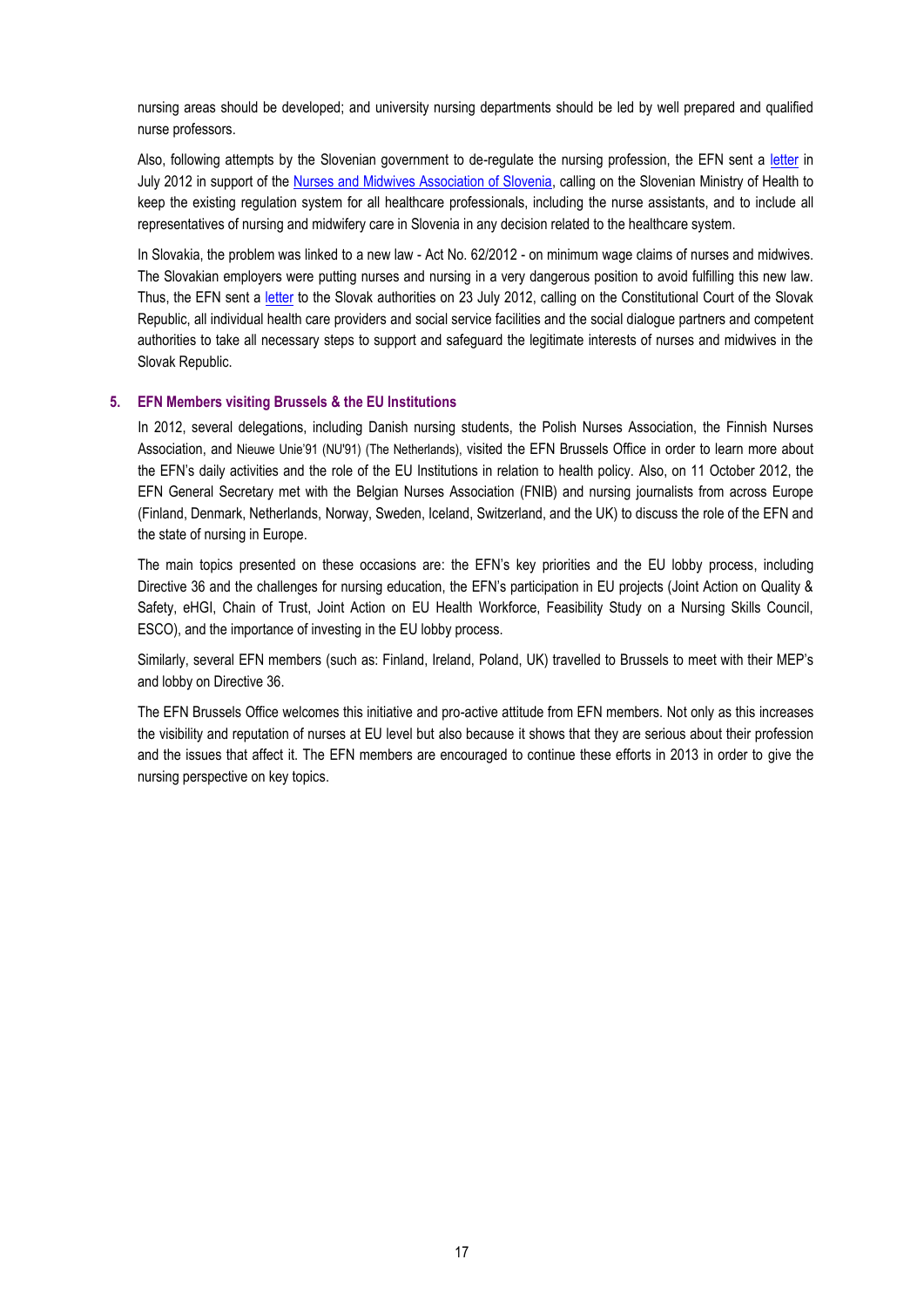nursing areas should be developed; and university nursing departments should be led by well prepared and qualified nurse professors.

Also, following attempts by the Slovenian government to de-regulate the nursing profession, the EFN sent a letter in July 2012 in support of the Nurses and Midwives Association of Slovenia, calling on the Slovenian Ministry of Health to keep the existing regulation system for all healthcare professionals, including the nurse assistants, and to include all representatives of nursing and midwifery care in Slovenia in any decision related to the healthcare system.

In Slovakia, the problem was linked to a new law - Act No. 62/2012 - on minimum wage claims of nurses and midwives. The Slovakian employers were putting nurses and nursing in a very dangerous position to avoid fulfilling this new law. Thus, the EFN sent a letter to the Slovak authorities on 23 July 2012, calling on the Constitutional Court of the Slovak Republic, all individual health care providers and social service facilities and the social dialogue partners and competent authorities to take all necessary steps to support and safeguard the legitimate interests of nurses and midwives in the Slovak Republic.

### 5. EFN Members visiting Brussels & the EU Institutions

In 2012, several delegations, including Danish nursing students, the Polish Nurses Association, the Finnish Nurses Association, and Nieuwe Unie'91 (NU'91) (The Netherlands), visited the EFN Brussels Office in order to learn more about the EFN's daily activities and the role of the EU Institutions in relation to health policy. Also, on 11 October 2012, the EFN General Secretary met with the Belgian Nurses Association (FNIB) and nursing journalists from across Europe (Finland, Denmark, Netherlands, Norway, Sweden, Iceland, Switzerland, and the UK) to discuss the role of the EFN and the state of nursing in Europe.

The main topics presented on these occasions are: the EFN's key priorities and the EU lobby process, including Directive 36 and the challenges for nursing education, the EFN's participation in EU projects (Joint Action on Quality & Safety, eHGI, Chain of Trust, Joint Action on EU Health Workforce, Feasibility Study on a Nursing Skills Council, ESCO), and the importance of investing in the EU lobby process.

Similarly, several EFN members (such as: Finland, Ireland, Poland, UK) travelled to Brussels to meet with their MEP's and lobby on Directive 36.

The EFN Brussels Office welcomes this initiative and pro-active attitude from EFN members. Not only as this increases the visibility and reputation of nurses at EU level but also because it shows that they are serious about their profession and the issues that affect it. The EFN members are encouraged to continue these efforts in 2013 in order to give the nursing perspective on key topics.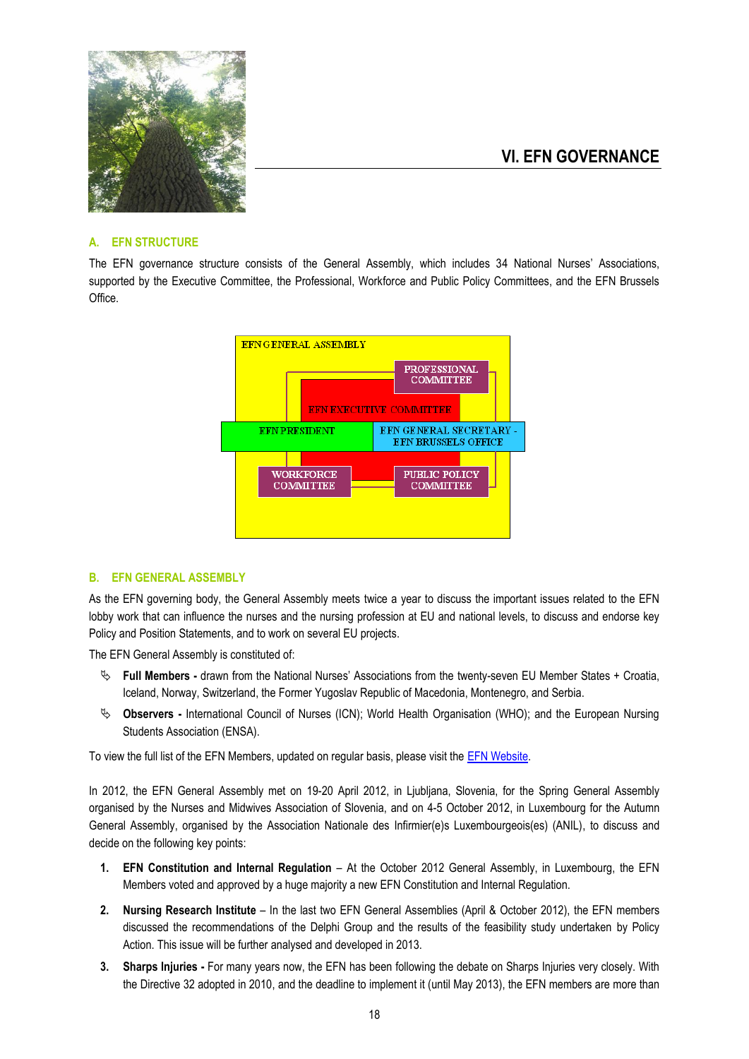# VI. EFN GOVERNANCE

## A. EFN STRUCTURE

The EFN governance structure consists of the General Assembly, which includes 34 National Nurses' Associations, supported by the Executive Committee, the Professional, Workforce and Public Policy Committees, and the EFN Brussels Office.

EFN GENERAL ASSEMBLY

PROFESSIONAL COMMITTEE

EFN EXECUTIVE COMMITTEE

EFN PRESIDENT

EFN GENERAL SECRETARY - EFN BRUSSELS OFFICE

WORKFORCE COMMITTEE

PUBLIC POLICY COMMITTEE

## B. EFN GENERAL ASSEMBLY

As the EFN governing body, the General Assembly meets twice a year to discuss the important issues related to the EFN lobby work that can influence the nurses and the nursing profession at EU and national levels, to discuss and endorse key Policy and Position Statements, and to work on several EU projects.

The EFN General Assembly is constituted of:

- **Full Members -** drawn from the National Nurses' Associations from the twenty-seven EU Member States + Croatia, Iceland, Norway, Switzerland, the Former Yugoslav Republic of Macedonia, Montenegro, and Serbia.
- **Observers -** International Council of Nurses (ICN); World Health Organisation (WHO); and the European Nursing Students Association (ENSA).

To view the full list of the EFN Members, updated on regular basis, please visit the [EFN Website](EFN Website).

In 2012, the EFN General Assembly met on 19-20 April 2012, in Ljubljana, Slovenia, for the Spring General Assembly organised by the Nurses and Midwives Association of Slovenia, and on 4-5 October 2012, in Luxembourg for the Autumn General Assembly, organised by the Association Nationale des Infirmier(e)s Luxembourgeois(es) (ANIL), to discuss and decide on the following key points:

1. **EFN Constitution and Internal Regulation** – At the October 2012 General Assembly, in Luxembourg, the EFN Members voted and approved by a huge majority a new EFN Constitution and Internal Regulation.
2. **Nursing Research Institute** – In the last two EFN General Assemblies (April & October 2012), the EFN members discussed the recommendations of the Delphi Group and the results of the feasibility study undertaken by Policy Action. This issue will be further analysed and developed in 2013.
3. **Sharps Injuries -** For many years now, the EFN has been following the debate on Sharps Injuries very closely. With the Directive 32 adopted in 2010, and the deadline to implement it (until May 2013), the EFN members are more than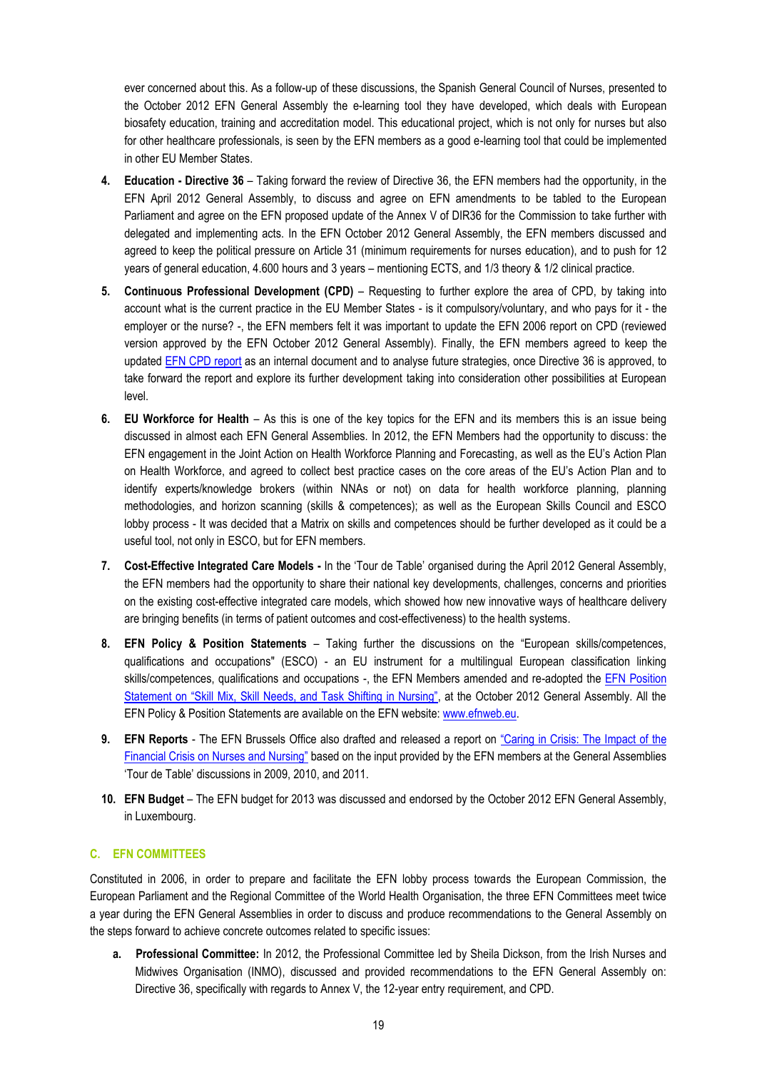ever concerned about this. As a follow-up of these discussions, the Spanish General Council of Nurses, presented to the October 2012 EFN General Assembly the e-learning tool they have developed, which deals with European biosafety education, training and accreditation model. This educational project, which is not only for nurses but also for other healthcare professionals, is seen by the EFN members as a good e-learning tool that could be implemented in other EU Member States.

4. **Education - Directive 36** – Taking forward the review of Directive 36, the EFN members had the opportunity, in the EFN April 2012 General Assembly, to discuss and agree on EFN amendments to be tabled to the European Parliament and agree on the EFN proposed update of the Annex V of DIR36 for the Commission to take further with delegated and implementing acts. In the EFN October 2012 General Assembly, the EFN members discussed and agreed to keep the political pressure on Article 31 (minimum requirements for nurses education), and to push for 12 years of general education, 4.600 hours and 3 years – mentioning ECTS, and 1/3 theory & 1/2 clinical practice.

5. **Continuous Professional Development (CPD)** – Requesting to further explore the area of CPD, by taking into account what is the current practice in the EU Member States - is it compulsory/voluntary, and who pays for it - the employer or the nurse? -, the EFN members felt it was important to update the EFN 2006 report on CPD (reviewed version approved by the EFN October 2012 General Assembly). Finally, the EFN members agreed to keep the updated [EFN CPD report] as an internal document and to analyse future strategies, once Directive 36 is approved, to take forward the report and explore its further development taking into consideration other possibilities at European level.

6. **EU Workforce for Health** – As this is one of the key topics for the EFN and its members this is an issue being discussed in almost each EFN General Assemblies. In 2012, the EFN Members had the opportunity to discuss: the EFN engagement in the Joint Action on Health Workforce Planning and Forecasting, as well as the EU's Action Plan on Health Workforce, and agreed to collect best practice cases on the core areas of the EU's Action Plan and to identify experts/knowledge brokers (within NNAs or not) on data for health workforce planning, planning methodologies, and horizon scanning (skills & competences); as well as the European Skills Council and ESCO lobby process - It was decided that a Matrix on skills and competences should be further developed as it could be a useful tool, not only in ESCO, but for EFN members.

7. **Cost-Effective Integrated Care Models -** In the 'Tour de Table' organised during the April 2012 General Assembly, the EFN members had the opportunity to share their national key developments, challenges, concerns and priorities on the existing cost-effective integrated care models, which showed how new innovative ways of healthcare delivery are bringing benefits (in terms of patient outcomes and cost-effectiveness) to the health systems.

8. **EFN Policy & Position Statements** – Taking further the discussions on the "European skills/competences, qualifications and occupations" (ESCO) - an EU instrument for a multilingual European classification linking skills/competences, qualifications and occupations -, the EFN Members amended and re-adopted the [EFN Position Statement on "Skill Mix, Skill Needs, and Task Shifting in Nursing"], at the October 2012 General Assembly. All the EFN Policy & Position Statements are available on the EFN website: www.efnweb.eu.

9. **EFN Reports** - The EFN Brussels Office also drafted and released a report on ["Caring in Crisis: The Impact of the Financial Crisis on Nurses and Nursing"] based on the input provided by the EFN members at the General Assemblies 'Tour de Table' discussions in 2009, 2010, and 2011.

10. **EFN Budget** – The EFN budget for 2013 was discussed and endorsed by the October 2012 EFN General Assembly, in Luxembourg.

## C. EFN COMMITTEES

Constituted in 2006, in order to prepare and facilitate the EFN lobby process towards the European Commission, the European Parliament and the Regional Committee of the World Health Organisation, the three EFN Committees meet twice a year during the EFN General Assemblies in order to discuss and produce recommendations to the General Assembly on the steps forward to achieve concrete outcomes related to specific issues:

a. **Professional Committee:** In 2012, the Professional Committee led by Sheila Dickson, from the Irish Nurses and Midwives Organisation (INMO), discussed and provided recommendations to the EFN General Assembly on: Directive 36, specifically with regards to Annex V, the 12-year entry requirement, and CPD.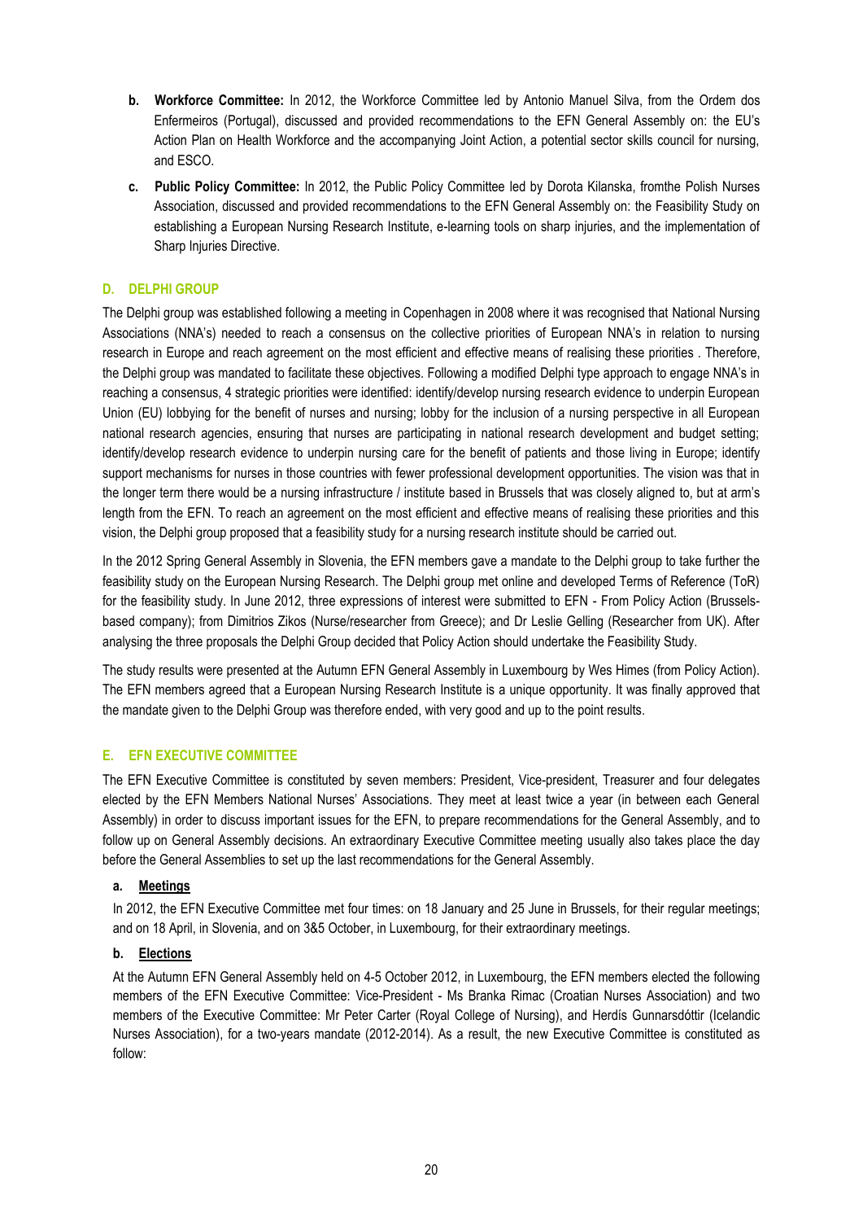b. **Workforce Committee:** In 2012, the Workforce Committee led by Antonio Manuel Silva, from the Ordem dos Enfermeiros (Portugal), discussed and provided recommendations to the EFN General Assembly on: the EU's Action Plan on Health Workforce and the accompanying Joint Action, a potential sector skills council for nursing, and ESCO.

c. **Public Policy Committee:** In 2012, the Public Policy Committee led by Dorota Kilanska, fromthe Polish Nurses Association, discussed and provided recommendations to the EFN General Assembly on: the Feasibility Study on establishing a European Nursing Research Institute, e-learning tools on sharp injuries, and the implementation of Sharp Injuries Directive.

## D. DELPHI GROUP

The Delphi group was established following a meeting in Copenhagen in 2008 where it was recognised that National Nursing Associations (NNA's) needed to reach a consensus on the collective priorities of European NNA's in relation to nursing research in Europe and reach agreement on the most efficient and effective means of realising these priorities . Therefore, the Delphi group was mandated to facilitate these objectives. Following a modified Delphi type approach to engage NNA's in reaching a consensus, 4 strategic priorities were identified: identify/develop nursing research evidence to underpin European Union (EU) lobbying for the benefit of nurses and nursing; lobby for the inclusion of a nursing perspective in all European national research agencies, ensuring that nurses are participating in national research development and budget setting; identify/develop research evidence to underpin nursing care for the benefit of patients and those living in Europe; identify support mechanisms for nurses in those countries with fewer professional development opportunities. The vision was that in the longer term there would be a nursing infrastructure / institute based in Brussels that was closely aligned to, but at arm's length from the EFN. To reach an agreement on the most efficient and effective means of realising these priorities and this vision, the Delphi group proposed that a feasibility study for a nursing research institute should be carried out.

In the 2012 Spring General Assembly in Slovenia, the EFN members gave a mandate to the Delphi group to take further the feasibility study on the European Nursing Research. The Delphi group met online and developed Terms of Reference (ToR) for the feasibility study. In June 2012, three expressions of interest were submitted to EFN - From Policy Action (Brussels-based company); from Dimitrios Zikos (Nurse/researcher from Greece); and Dr Leslie Gelling (Researcher from UK). After analysing the three proposals the Delphi Group decided that Policy Action should undertake the Feasibility Study.

The study results were presented at the Autumn EFN General Assembly in Luxembourg by Wes Himes (from Policy Action). The EFN members agreed that a European Nursing Research Institute is a unique opportunity. It was finally approved that the mandate given to the Delphi Group was therefore ended, with very good and up to the point results.

## E. EFN EXECUTIVE COMMITTEE

The EFN Executive Committee is constituted by seven members: President, Vice-president, Treasurer and four delegates elected by the EFN Members National Nurses' Associations. They meet at least twice a year (in between each General Assembly) in order to discuss important issues for the EFN, to prepare recommendations for the General Assembly, and to follow up on General Assembly decisions. An extraordinary Executive Committee meeting usually also takes place the day before the General Assemblies to set up the last recommendations for the General Assembly.

### a. Meetings

In 2012, the EFN Executive Committee met four times: on 18 January and 25 June in Brussels, for their regular meetings; and on 18 April, in Slovenia, and on 3&5 October, in Luxembourg, for their extraordinary meetings.

### b. Elections

At the Autumn EFN General Assembly held on 4-5 October 2012, in Luxembourg, the EFN members elected the following members of the EFN Executive Committee: Vice-President - Ms Branka Rimac (Croatian Nurses Association) and two members of the Executive Committee: Mr Peter Carter (Royal College of Nursing), and Herdís Gunnarsdóttir (Icelandic Nurses Association), for a two-years mandate (2012-2014). As a result, the new Executive Committee is constituted as follow: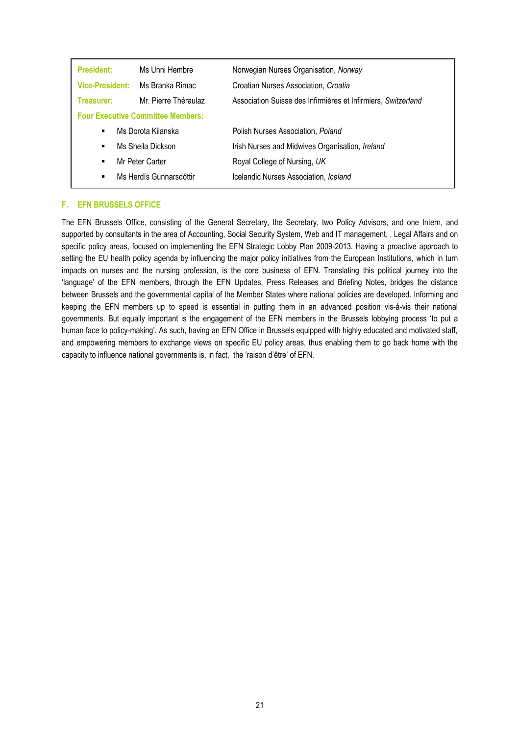| | | |
|---|---|---|
| **President:** | Ms Unni Hembre | Norwegian Nurses Organisation, *Norway* |
| **Vice-President:** | Ms Branka Rimac | Croatian Nurses Association, *Croatia* |
| **Treasurer:** | Mr. Pierre Théraulaz | Association Suisse des Infirmières et Infirmiers, *Switzerland* |
| **Four Executive Committee Members:** | | |
| ▪ | Ms Dorota Kilanska | Polish Nurses Association, *Poland* |
| ▪ | Ms Sheila Dickson | Irish Nurses and Midwives Organisation, *Ireland* |
| ▪ | Mr Peter Carter | Royal College of Nursing, *UK* |
| ▪ | Ms Herdís Gunnarsdóttir | Icelandic Nurses Association, *Iceland* |

## F. EFN BRUSSELS OFFICE

The EFN Brussels Office, consisting of the General Secretary, the Secretary, two Policy Advisors, and one Intern, and supported by consultants in the area of Accounting, Social Security System, Web and IT management, , Legal Affairs and on specific policy areas, focused on implementing the EFN Strategic Lobby Plan 2009-2013. Having a proactive approach to setting the EU health policy agenda by influencing the major policy initiatives from the European Institutions, which in turn impacts on nurses and the nursing profession, is the core business of EFN. Translating this political journey into the 'language' of the EFN members, through the EFN Updates, Press Releases and Briefing Notes, bridges the distance between Brussels and the governmental capital of the Member States where national policies are developed. Informing and keeping the EFN members up to speed is essential in putting them in an advanced position vis-à-vis their national governments. But equally important is the engagement of the EFN members in the Brussels lobbying process 'to put a human face to policy-making'. As such, having an EFN Office in Brussels equipped with highly educated and motivated staff, and empowering members to exchange views on specific EU policy areas, thus enabling them to go back home with the capacity to influence national governments is, in fact, the 'raison d'être' of EFN.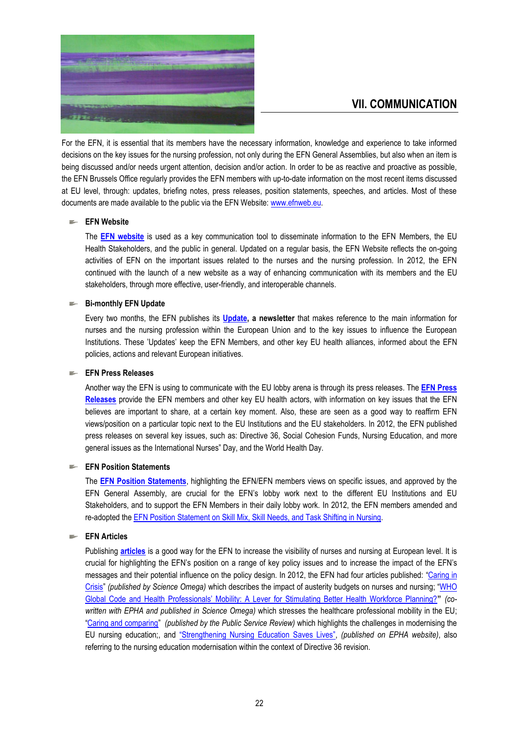## VII. COMMUNICATION

For the EFN, it is essential that its members have the necessary information, knowledge and experience to take informed decisions on the key issues for the nursing profession, not only during the EFN General Assemblies, but also when an item is being discussed and/or needs urgent attention, decision and/or action. In order to be as reactive and proactive as possible, the EFN Brussels Office regularly provides the EFN members with up-to-date information on the most recent items discussed at EU level, through: updates, briefing notes, press releases, position statements, speeches, and articles. Most of these documents are made available to the public via the EFN Website: www.efnweb.eu.

- **EFN Website**

  The **EFN website** is used as a key communication tool to disseminate information to the EFN Members, the EU Health Stakeholders, and the public in general. Updated on a regular basis, the EFN Website reflects the on-going activities of EFN on the important issues related to the nurses and the nursing profession. In 2012, the EFN continued with the launch of a new website as a way of enhancing communication with its members and the EU stakeholders, through more effective, user-friendly, and interoperable channels.

- **Bi-monthly EFN Update**

  Every two months, the EFN publishes its **Update, a newsletter** that makes reference to the main information for nurses and the nursing profession within the European Union and to the key issues to influence the European Institutions. These 'Updates' keep the EFN Members, and other key EU health alliances, informed about the EFN policies, actions and relevant European initiatives.

- **EFN Press Releases**

  Another way the EFN is using to communicate with the EU lobby arena is through its press releases. The **EFN Press Releases** provide the EFN members and other key EU health actors, with information on key issues that the EFN believes are important to share, at a certain key moment. Also, these are seen as a good way to reaffirm EFN views/position on a particular topic next to the EU Institutions and the EU stakeholders. In 2012, the EFN published press releases on several key issues, such as: Directive 36, Social Cohesion Funds, Nursing Education, and more general issues as the International Nurses" Day, and the World Health Day.

- **EFN Position Statements**

  The **EFN Position Statements**, highlighting the EFN/EFN members views on specific issues, and approved by the EFN General Assembly, are crucial for the EFN's lobby work next to the different EU Institutions and EU Stakeholders, and to support the EFN Members in their daily lobby work. In 2012, the EFN members amended and re-adopted the EFN Position Statement on Skill Mix, Skill Needs, and Task Shifting in Nursing.

- **EFN Articles**

  Publishing **articles** is a good way for the EFN to increase the visibility of nurses and nursing at European level. It is crucial for highlighting the EFN's position on a range of key policy issues and to increase the impact of the EFN's messages and their potential influence on the policy design. In 2012, the EFN had four articles published: "Caring in Crisis" *(published by Science Omega)* which describes the impact of austerity budgets on nurses and nursing; "WHO Global Code and Health Professionals' Mobility: A Lever for Stimulating Better Health Workforce Planning?**"** *(co-written with EPHA and published in Science Omega)* which stresses the healthcare professional mobility in the EU; "Caring and comparing" *(published by the Public Service Review)* which highlights the challenges in modernising the EU nursing education;, and "Strengthening Nursing Education Saves Lives", *(published on EPHA website)*, also referring to the nursing education modernisation within the context of Directive 36 revision.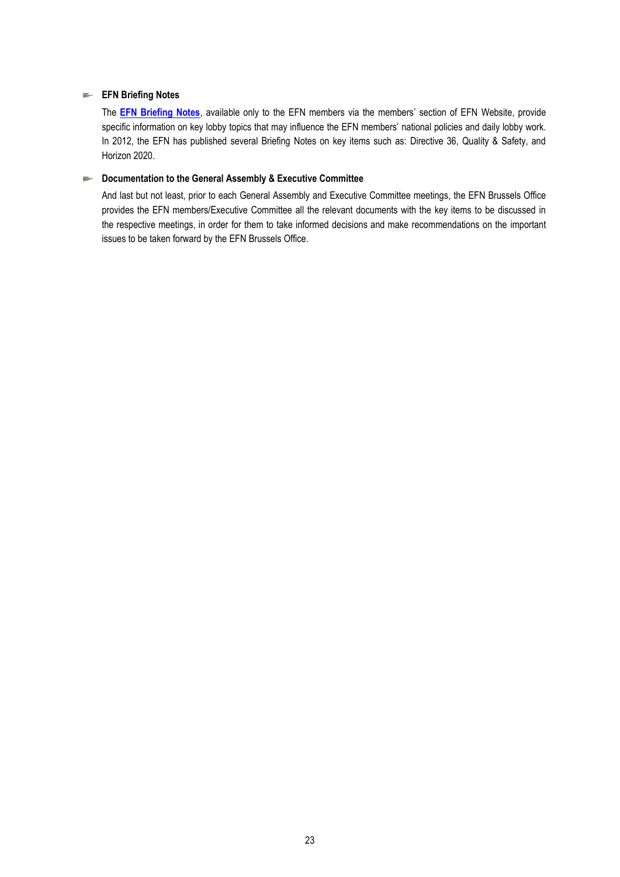- **EFN Briefing Notes**

  The **EFN Briefing Notes**, available only to the EFN members via the members' section of EFN Website, provide specific information on key lobby topics that may influence the EFN members' national policies and daily lobby work. In 2012, the EFN has published several Briefing Notes on key items such as: Directive 36, Quality & Safety, and Horizon 2020.

- **Documentation to the General Assembly & Executive Committee**

  And last but not least, prior to each General Assembly and Executive Committee meetings, the EFN Brussels Office provides the EFN members/Executive Committee all the relevant documents with the key items to be discussed in the respective meetings, in order for them to take informed decisions and make recommendations on the important issues to be taken forward by the EFN Brussels Office.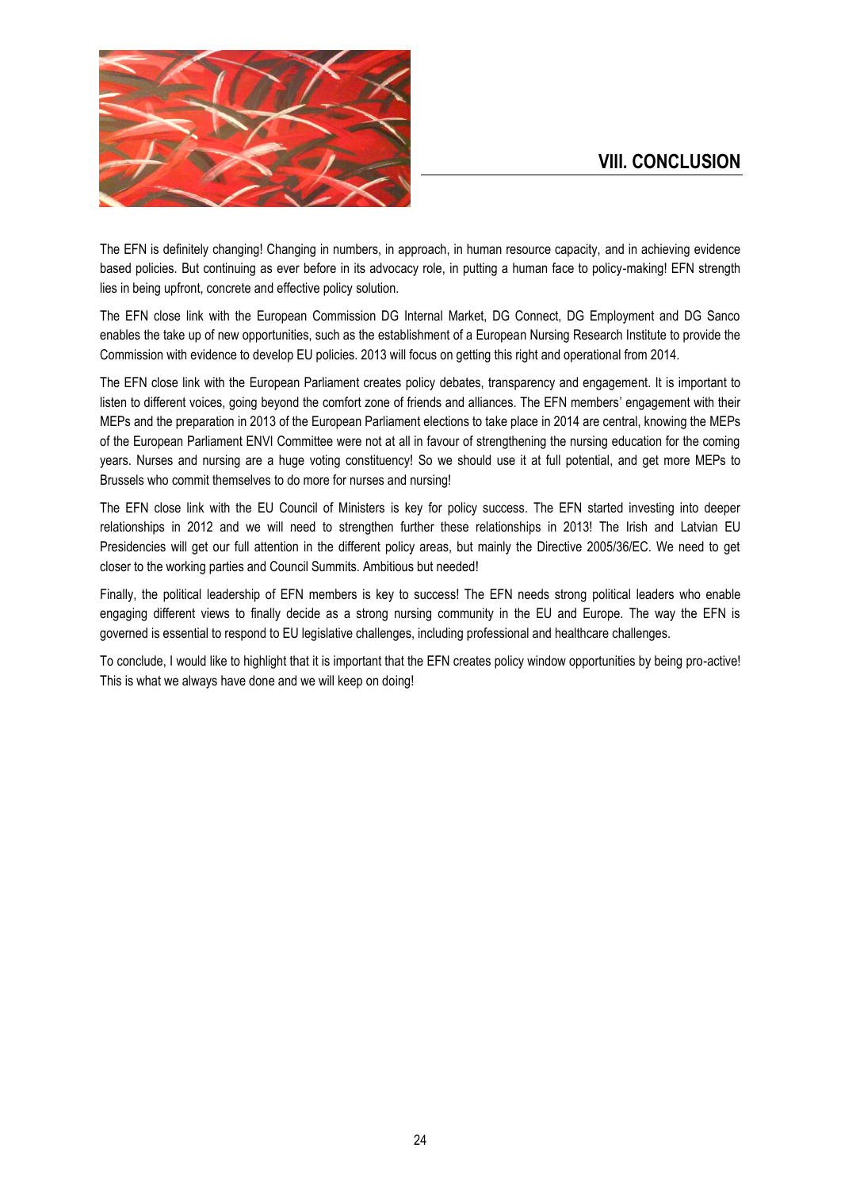## VIII. CONCLUSION

The EFN is definitely changing! Changing in numbers, in approach, in human resource capacity, and in achieving evidence based policies. But continuing as ever before in its advocacy role, in putting a human face to policy-making! EFN strength lies in being upfront, concrete and effective policy solution.

The EFN close link with the European Commission DG Internal Market, DG Connect, DG Employment and DG Sanco enables the take up of new opportunities, such as the establishment of a European Nursing Research Institute to provide the Commission with evidence to develop EU policies. 2013 will focus on getting this right and operational from 2014.

The EFN close link with the European Parliament creates policy debates, transparency and engagement. It is important to listen to different voices, going beyond the comfort zone of friends and alliances. The EFN members' engagement with their MEPs and the preparation in 2013 of the European Parliament elections to take place in 2014 are central, knowing the MEPs of the European Parliament ENVI Committee were not at all in favour of strengthening the nursing education for the coming years. Nurses and nursing are a huge voting constituency! So we should use it at full potential, and get more MEPs to Brussels who commit themselves to do more for nurses and nursing!

The EFN close link with the EU Council of Ministers is key for policy success. The EFN started investing into deeper relationships in 2012 and we will need to strengthen further these relationships in 2013! The Irish and Latvian EU Presidencies will get our full attention in the different policy areas, but mainly the Directive 2005/36/EC. We need to get closer to the working parties and Council Summits. Ambitious but needed!

Finally, the political leadership of EFN members is key to success! The EFN needs strong political leaders who enable engaging different views to finally decide as a strong nursing community in the EU and Europe. The way the EFN is governed is essential to respond to EU legislative challenges, including professional and healthcare challenges.

To conclude, I would like to highlight that it is important that the EFN creates policy window opportunities by being pro-active! This is what we always have done and we will keep on doing!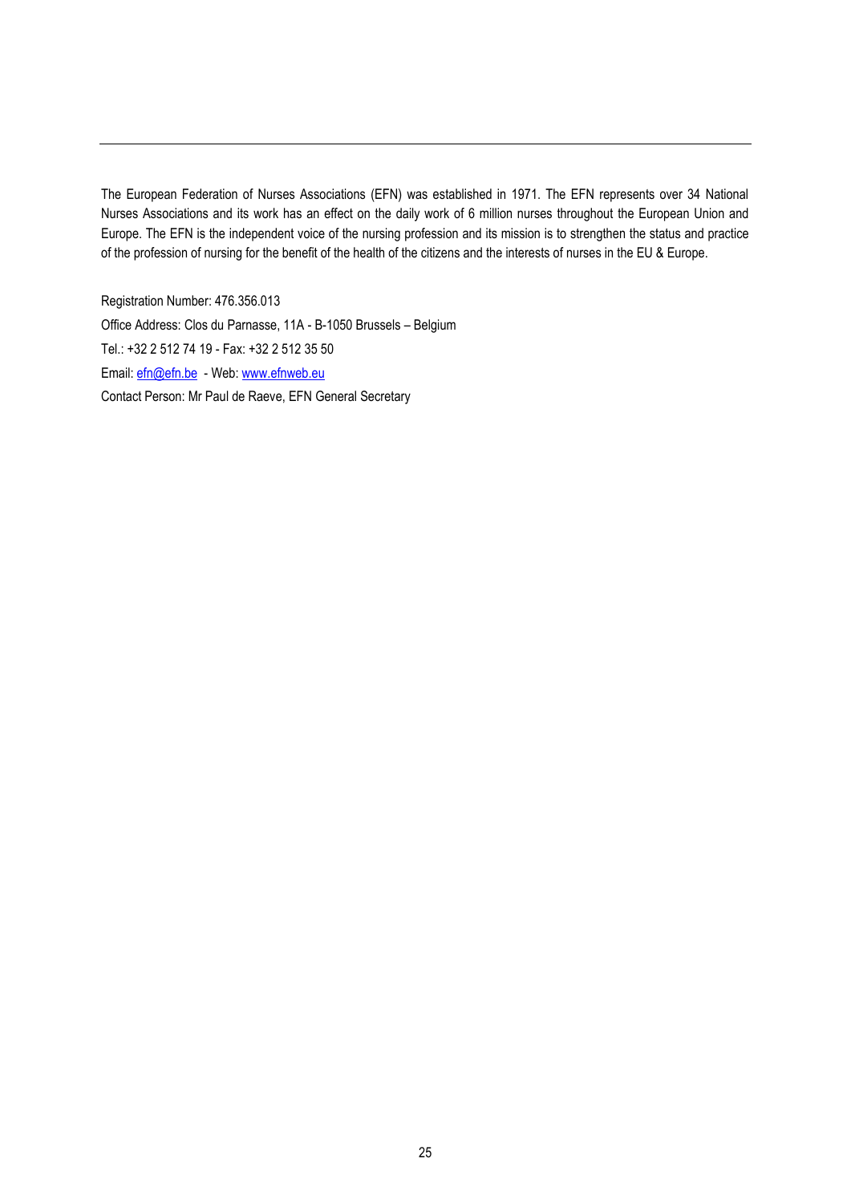---

The European Federation of Nurses Associations (EFN) was established in 1971. The EFN represents over 34 National Nurses Associations and its work has an effect on the daily work of 6 million nurses throughout the European Union and Europe. The EFN is the independent voice of the nursing profession and its mission is to strengthen the status and practice of the profession of nursing for the benefit of the health of the citizens and the interests of nurses in the EU & Europe.

Registration Number: 476.356.013

Office Address: Clos du Parnasse, 11A - B-1050 Brussels – Belgium

Tel.: +32 2 512 74 19 - Fax: +32 2 512 35 50

Email: efn@efn.be - Web: www.efnweb.eu

Contact Person: Mr Paul de Raeve, EFN General Secretary